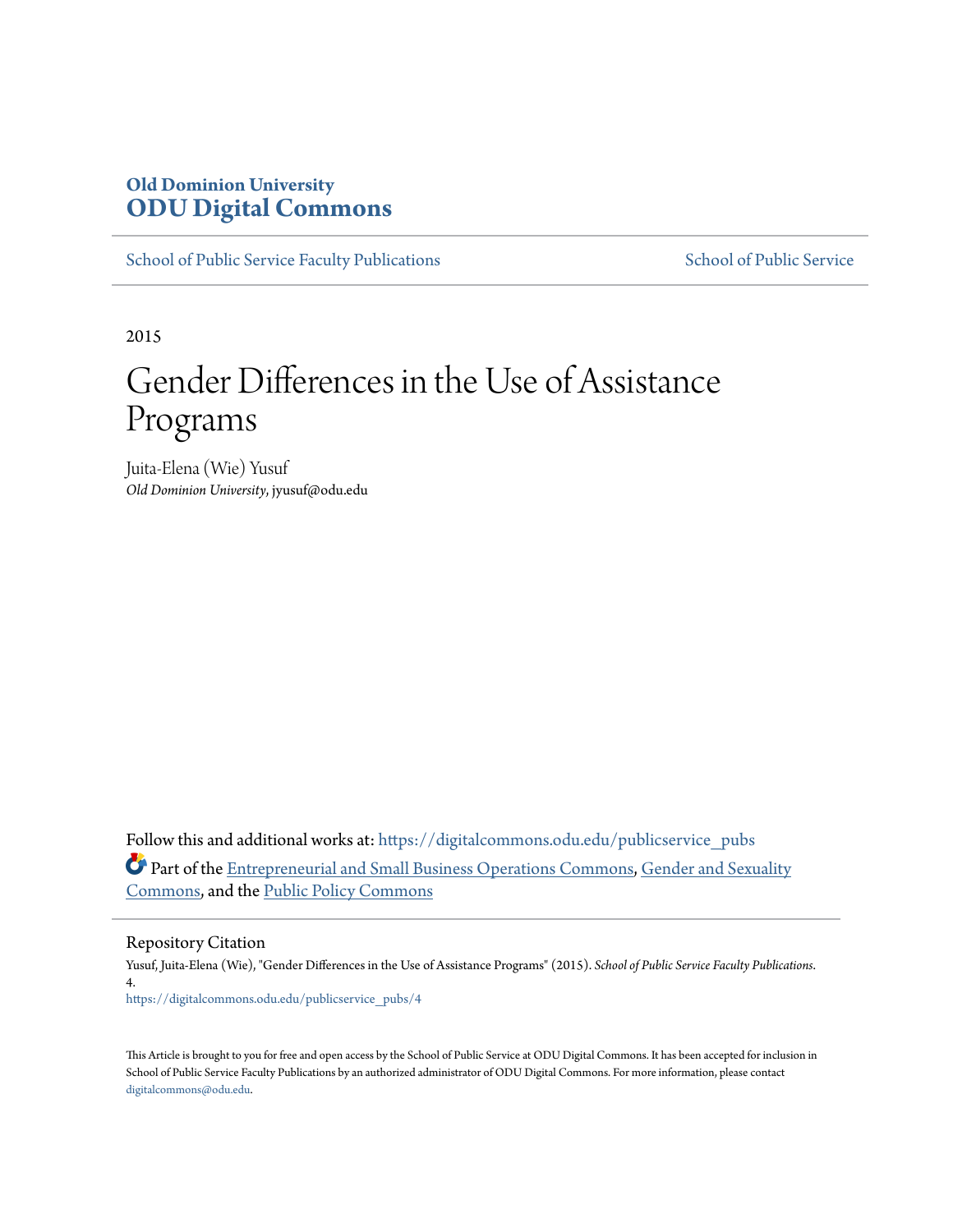Old Dominion University
**ODU Digital Commons**

School of Public Service Faculty Publications | School of Public Service

2015

# Gender Differences in the Use of Assistance Programs

Juita-Elena (Wie) Yusuf
*Old Dominion University*, jyusuf@odu.edu

Follow this and additional works at: https://digitalcommons.odu.edu/publicservice_pubs

Part of the Entrepreneurial and Small Business Operations Commons, Gender and Sexuality Commons, and the Public Policy Commons

## Repository Citation

Yusuf, Juita-Elena (Wie), "Gender Differences in the Use of Assistance Programs" (2015). *School of Public Service Faculty Publications*. 4.
https://digitalcommons.odu.edu/publicservice_pubs/4

This Article is brought to you for free and open access by the School of Public Service at ODU Digital Commons. It has been accepted for inclusion in School of Public Service Faculty Publications by an authorized administrator of ODU Digital Commons. For more information, please contact digitalcommons@odu.edu.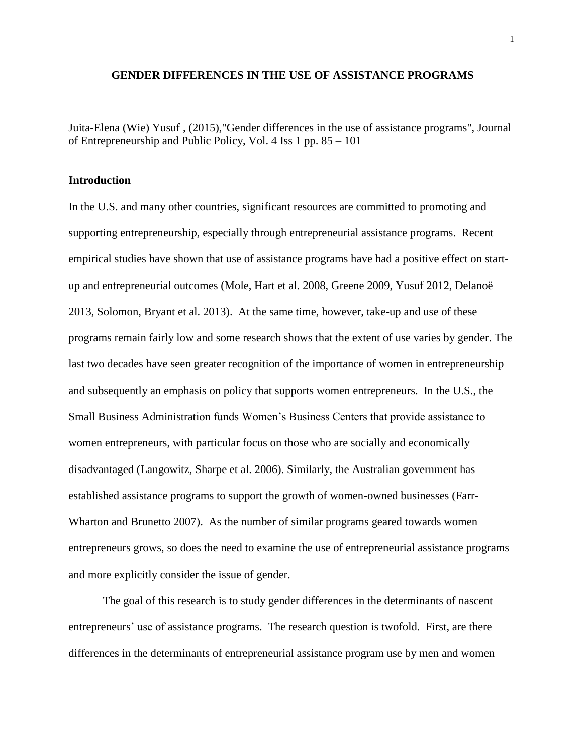# GENDER DIFFERENCES IN THE USE OF ASSISTANCE PROGRAMS

Juita-Elena (Wie) Yusuf , (2015),"Gender differences in the use of assistance programs", Journal of Entrepreneurship and Public Policy, Vol. 4 Iss 1 pp. 85 – 101

## Introduction

In the U.S. and many other countries, significant resources are committed to promoting and supporting entrepreneurship, especially through entrepreneurial assistance programs. Recent empirical studies have shown that use of assistance programs have had a positive effect on start-up and entrepreneurial outcomes (Mole, Hart et al. 2008, Greene 2009, Yusuf 2012, Delanoë 2013, Solomon, Bryant et al. 2013). At the same time, however, take-up and use of these programs remain fairly low and some research shows that the extent of use varies by gender. The last two decades have seen greater recognition of the importance of women in entrepreneurship and subsequently an emphasis on policy that supports women entrepreneurs. In the U.S., the Small Business Administration funds Women's Business Centers that provide assistance to women entrepreneurs, with particular focus on those who are socially and economically disadvantaged (Langowitz, Sharpe et al. 2006). Similarly, the Australian government has established assistance programs to support the growth of women-owned businesses (Farr-Wharton and Brunetto 2007). As the number of similar programs geared towards women entrepreneurs grows, so does the need to examine the use of entrepreneurial assistance programs and more explicitly consider the issue of gender.

The goal of this research is to study gender differences in the determinants of nascent entrepreneurs' use of assistance programs. The research question is twofold. First, are there differences in the determinants of entrepreneurial assistance program use by men and women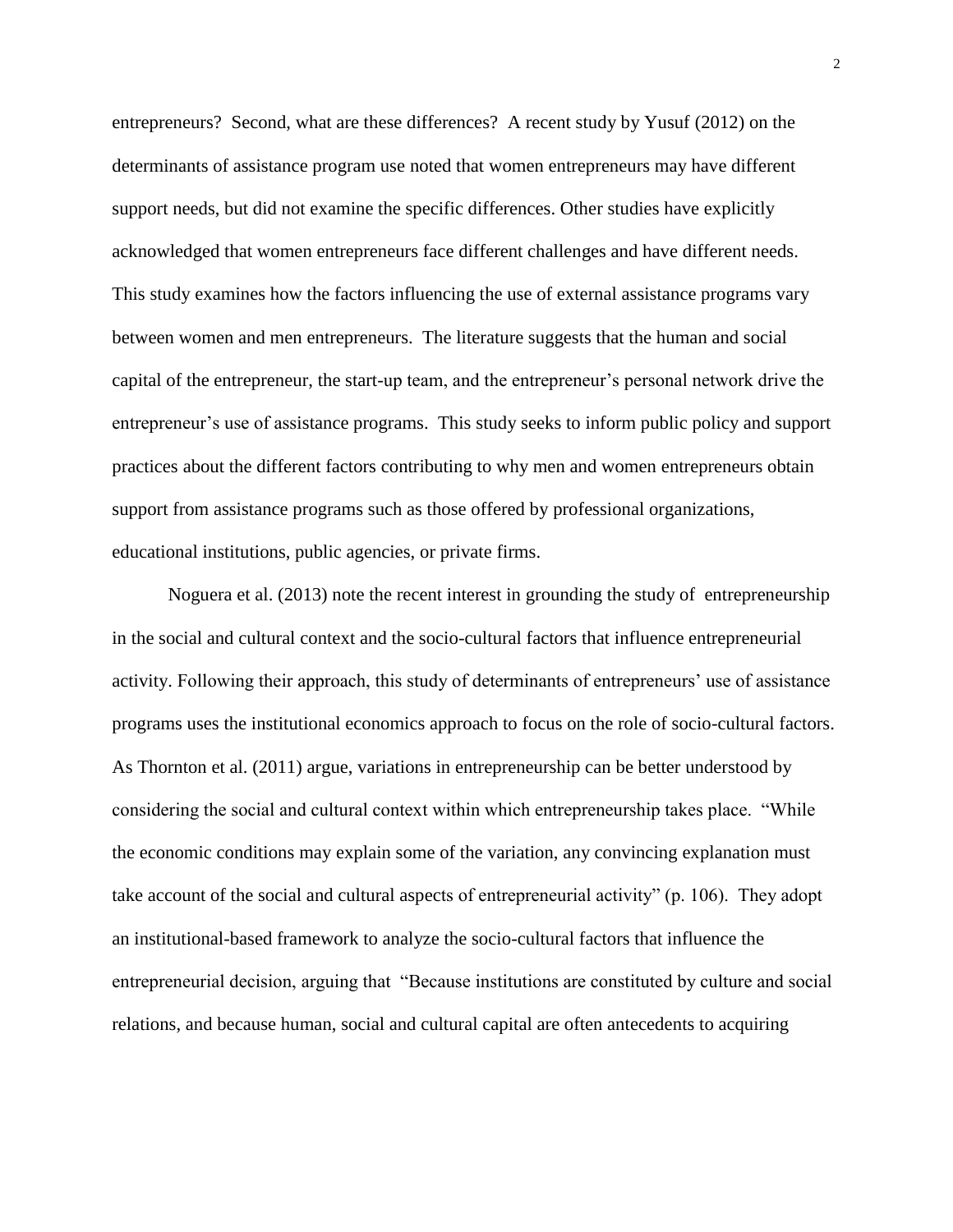entrepreneurs? Second, what are these differences? A recent study by Yusuf (2012) on the determinants of assistance program use noted that women entrepreneurs may have different support needs, but did not examine the specific differences. Other studies have explicitly acknowledged that women entrepreneurs face different challenges and have different needs. This study examines how the factors influencing the use of external assistance programs vary between women and men entrepreneurs. The literature suggests that the human and social capital of the entrepreneur, the start-up team, and the entrepreneur's personal network drive the entrepreneur's use of assistance programs. This study seeks to inform public policy and support practices about the different factors contributing to why men and women entrepreneurs obtain support from assistance programs such as those offered by professional organizations, educational institutions, public agencies, or private firms.

Noguera et al. (2013) note the recent interest in grounding the study of entrepreneurship in the social and cultural context and the socio-cultural factors that influence entrepreneurial activity. Following their approach, this study of determinants of entrepreneurs' use of assistance programs uses the institutional economics approach to focus on the role of socio-cultural factors. As Thornton et al. (2011) argue, variations in entrepreneurship can be better understood by considering the social and cultural context within which entrepreneurship takes place. "While the economic conditions may explain some of the variation, any convincing explanation must take account of the social and cultural aspects of entrepreneurial activity" (p. 106). They adopt an institutional-based framework to analyze the socio-cultural factors that influence the entrepreneurial decision, arguing that "Because institutions are constituted by culture and social relations, and because human, social and cultural capital are often antecedents to acquiring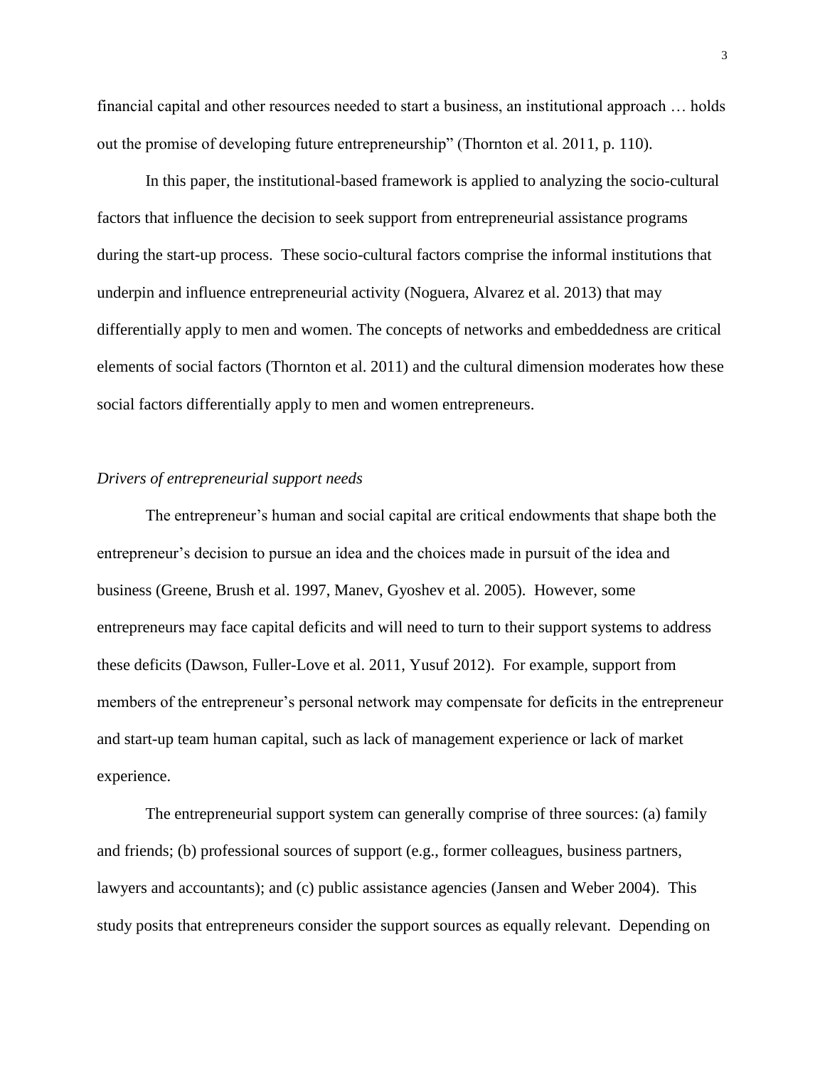financial capital and other resources needed to start a business, an institutional approach … holds out the promise of developing future entrepreneurship" (Thornton et al. 2011, p. 110).

In this paper, the institutional-based framework is applied to analyzing the socio-cultural factors that influence the decision to seek support from entrepreneurial assistance programs during the start-up process. These socio-cultural factors comprise the informal institutions that underpin and influence entrepreneurial activity (Noguera, Alvarez et al. 2013) that may differentially apply to men and women. The concepts of networks and embeddedness are critical elements of social factors (Thornton et al. 2011) and the cultural dimension moderates how these social factors differentially apply to men and women entrepreneurs.

*Drivers of entrepreneurial support needs*

The entrepreneur's human and social capital are critical endowments that shape both the entrepreneur's decision to pursue an idea and the choices made in pursuit of the idea and business (Greene, Brush et al. 1997, Manev, Gyoshev et al. 2005). However, some entrepreneurs may face capital deficits and will need to turn to their support systems to address these deficits (Dawson, Fuller-Love et al. 2011, Yusuf 2012). For example, support from members of the entrepreneur's personal network may compensate for deficits in the entrepreneur and start-up team human capital, such as lack of management experience or lack of market experience.

The entrepreneurial support system can generally comprise of three sources: (a) family and friends; (b) professional sources of support (e.g., former colleagues, business partners, lawyers and accountants); and (c) public assistance agencies (Jansen and Weber 2004). This study posits that entrepreneurs consider the support sources as equally relevant. Depending on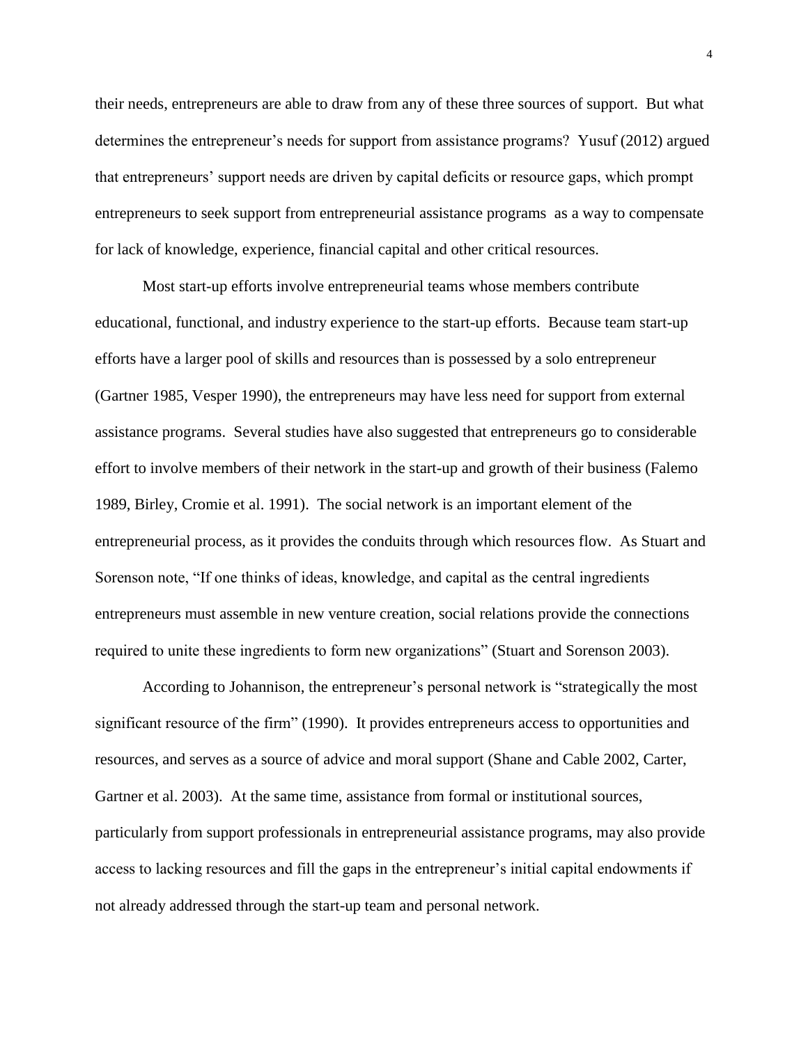their needs, entrepreneurs are able to draw from any of these three sources of support. But what determines the entrepreneur's needs for support from assistance programs? Yusuf (2012) argued that entrepreneurs' support needs are driven by capital deficits or resource gaps, which prompt entrepreneurs to seek support from entrepreneurial assistance programs as a way to compensate for lack of knowledge, experience, financial capital and other critical resources.

Most start-up efforts involve entrepreneurial teams whose members contribute educational, functional, and industry experience to the start-up efforts. Because team start-up efforts have a larger pool of skills and resources than is possessed by a solo entrepreneur (Gartner 1985, Vesper 1990), the entrepreneurs may have less need for support from external assistance programs. Several studies have also suggested that entrepreneurs go to considerable effort to involve members of their network in the start-up and growth of their business (Falemo 1989, Birley, Cromie et al. 1991). The social network is an important element of the entrepreneurial process, as it provides the conduits through which resources flow. As Stuart and Sorenson note, "If one thinks of ideas, knowledge, and capital as the central ingredients entrepreneurs must assemble in new venture creation, social relations provide the connections required to unite these ingredients to form new organizations" (Stuart and Sorenson 2003).

According to Johannison, the entrepreneur's personal network is "strategically the most significant resource of the firm" (1990). It provides entrepreneurs access to opportunities and resources, and serves as a source of advice and moral support (Shane and Cable 2002, Carter, Gartner et al. 2003). At the same time, assistance from formal or institutional sources, particularly from support professionals in entrepreneurial assistance programs, may also provide access to lacking resources and fill the gaps in the entrepreneur's initial capital endowments if not already addressed through the start-up team and personal network.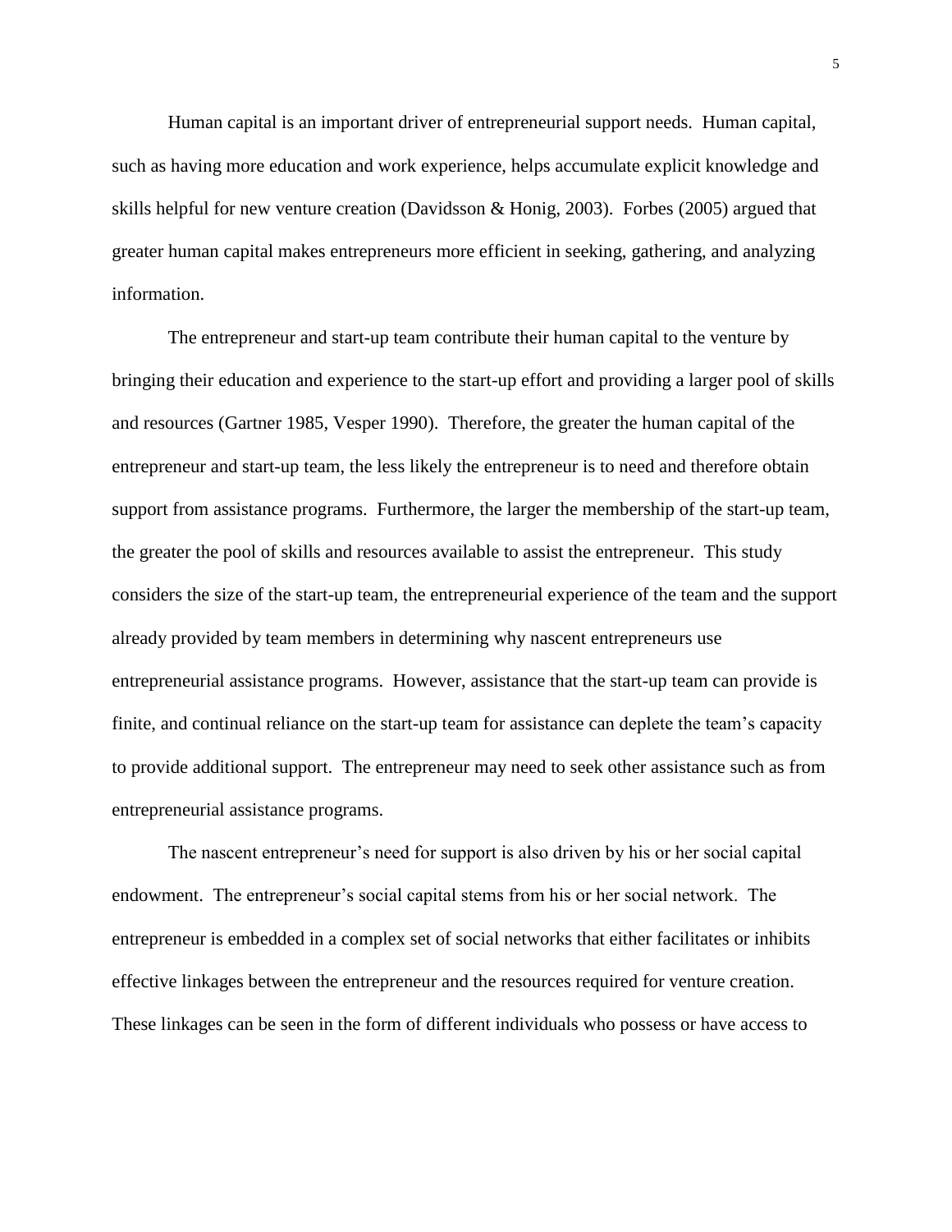Human capital is an important driver of entrepreneurial support needs. Human capital, such as having more education and work experience, helps accumulate explicit knowledge and skills helpful for new venture creation (Davidsson & Honig, 2003). Forbes (2005) argued that greater human capital makes entrepreneurs more efficient in seeking, gathering, and analyzing information.

The entrepreneur and start-up team contribute their human capital to the venture by bringing their education and experience to the start-up effort and providing a larger pool of skills and resources (Gartner 1985, Vesper 1990). Therefore, the greater the human capital of the entrepreneur and start-up team, the less likely the entrepreneur is to need and therefore obtain support from assistance programs. Furthermore, the larger the membership of the start-up team, the greater the pool of skills and resources available to assist the entrepreneur. This study considers the size of the start-up team, the entrepreneurial experience of the team and the support already provided by team members in determining why nascent entrepreneurs use entrepreneurial assistance programs. However, assistance that the start-up team can provide is finite, and continual reliance on the start-up team for assistance can deplete the team's capacity to provide additional support. The entrepreneur may need to seek other assistance such as from entrepreneurial assistance programs.

The nascent entrepreneur's need for support is also driven by his or her social capital endowment. The entrepreneur's social capital stems from his or her social network. The entrepreneur is embedded in a complex set of social networks that either facilitates or inhibits effective linkages between the entrepreneur and the resources required for venture creation. These linkages can be seen in the form of different individuals who possess or have access to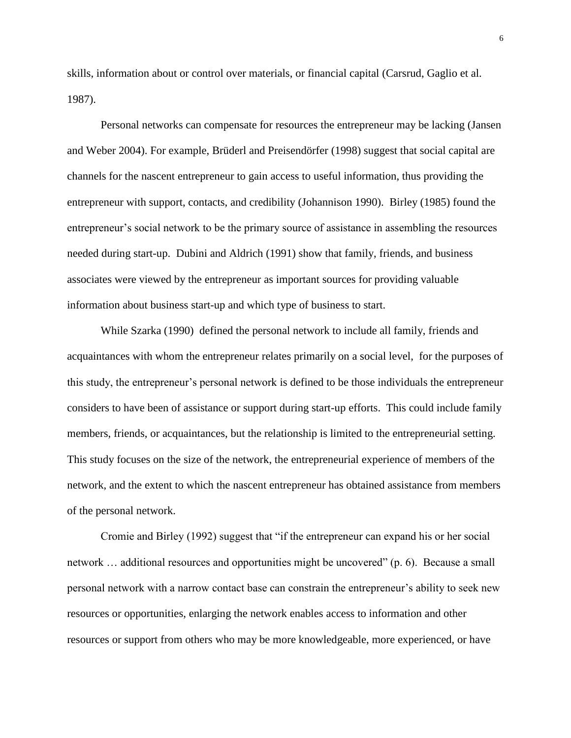skills, information about or control over materials, or financial capital (Carsrud, Gaglio et al. 1987).

Personal networks can compensate for resources the entrepreneur may be lacking (Jansen and Weber 2004). For example, Brüderl and Preisendörfer (1998) suggest that social capital are channels for the nascent entrepreneur to gain access to useful information, thus providing the entrepreneur with support, contacts, and credibility (Johannison 1990). Birley (1985) found the entrepreneur's social network to be the primary source of assistance in assembling the resources needed during start-up. Dubini and Aldrich (1991) show that family, friends, and business associates were viewed by the entrepreneur as important sources for providing valuable information about business start-up and which type of business to start.

While Szarka (1990) defined the personal network to include all family, friends and acquaintances with whom the entrepreneur relates primarily on a social level, for the purposes of this study, the entrepreneur's personal network is defined to be those individuals the entrepreneur considers to have been of assistance or support during start-up efforts. This could include family members, friends, or acquaintances, but the relationship is limited to the entrepreneurial setting. This study focuses on the size of the network, the entrepreneurial experience of members of the network, and the extent to which the nascent entrepreneur has obtained assistance from members of the personal network.

Cromie and Birley (1992) suggest that "if the entrepreneur can expand his or her social network … additional resources and opportunities might be uncovered" (p. 6). Because a small personal network with a narrow contact base can constrain the entrepreneur's ability to seek new resources or opportunities, enlarging the network enables access to information and other resources or support from others who may be more knowledgeable, more experienced, or have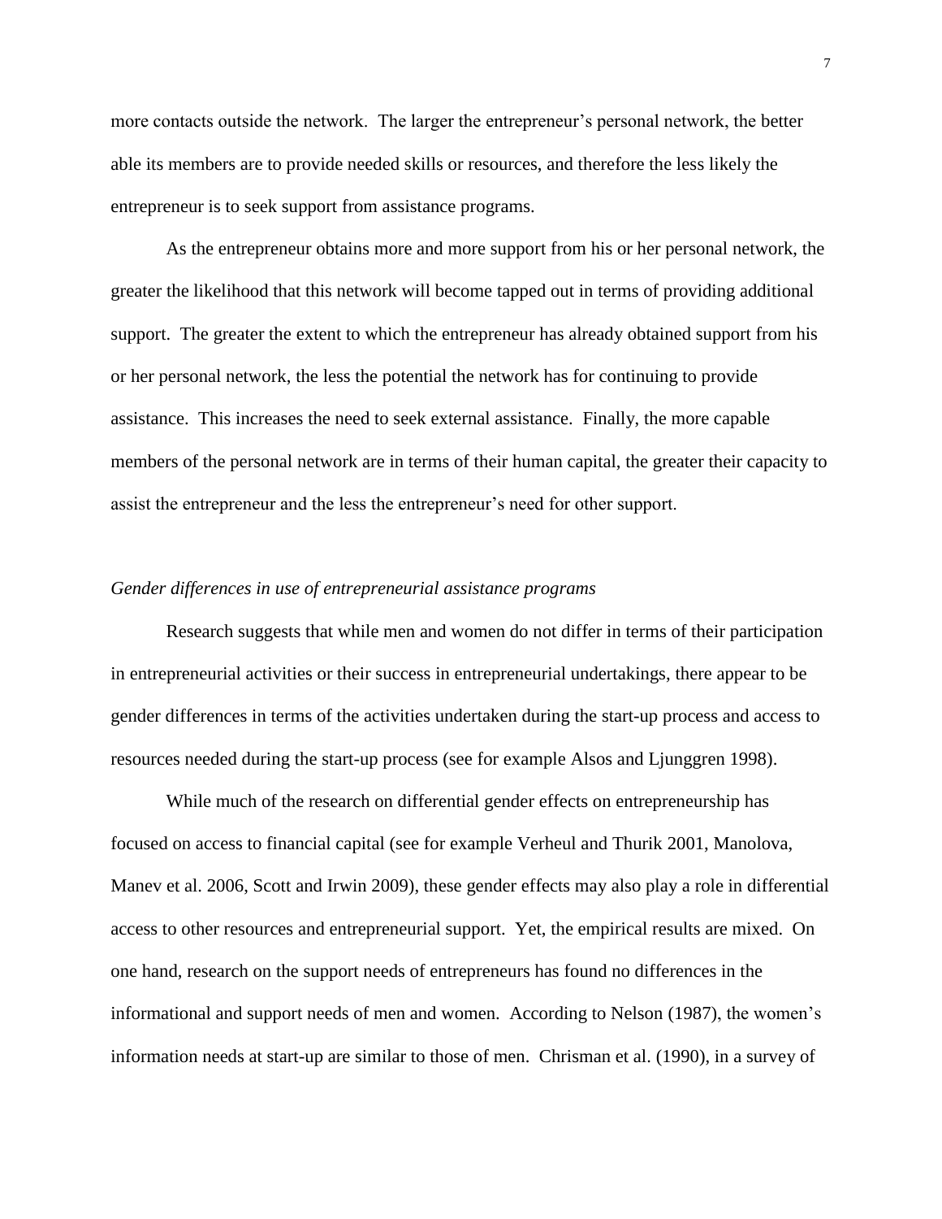more contacts outside the network. The larger the entrepreneur's personal network, the better able its members are to provide needed skills or resources, and therefore the less likely the entrepreneur is to seek support from assistance programs.

As the entrepreneur obtains more and more support from his or her personal network, the greater the likelihood that this network will become tapped out in terms of providing additional support. The greater the extent to which the entrepreneur has already obtained support from his or her personal network, the less the potential the network has for continuing to provide assistance. This increases the need to seek external assistance. Finally, the more capable members of the personal network are in terms of their human capital, the greater their capacity to assist the entrepreneur and the less the entrepreneur's need for other support.

### *Gender differences in use of entrepreneurial assistance programs*

Research suggests that while men and women do not differ in terms of their participation in entrepreneurial activities or their success in entrepreneurial undertakings, there appear to be gender differences in terms of the activities undertaken during the start-up process and access to resources needed during the start-up process (see for example Alsos and Ljunggren 1998).

While much of the research on differential gender effects on entrepreneurship has focused on access to financial capital (see for example Verheul and Thurik 2001, Manolova, Manev et al. 2006, Scott and Irwin 2009), these gender effects may also play a role in differential access to other resources and entrepreneurial support. Yet, the empirical results are mixed. On one hand, research on the support needs of entrepreneurs has found no differences in the informational and support needs of men and women. According to Nelson (1987), the women's information needs at start-up are similar to those of men. Chrisman et al. (1990), in a survey of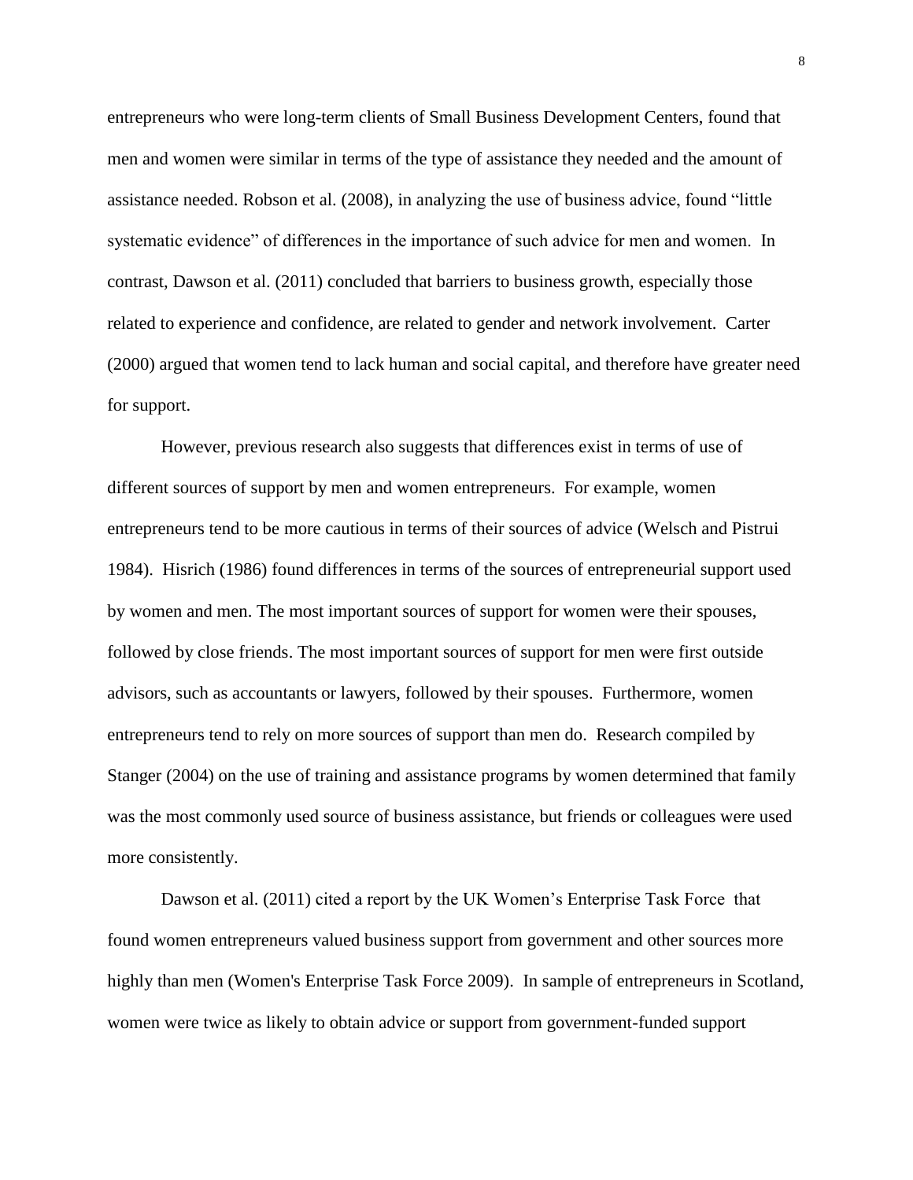entrepreneurs who were long-term clients of Small Business Development Centers, found that men and women were similar in terms of the type of assistance they needed and the amount of assistance needed. Robson et al. (2008), in analyzing the use of business advice, found "little systematic evidence" of differences in the importance of such advice for men and women. In contrast, Dawson et al. (2011) concluded that barriers to business growth, especially those related to experience and confidence, are related to gender and network involvement. Carter (2000) argued that women tend to lack human and social capital, and therefore have greater need for support.

However, previous research also suggests that differences exist in terms of use of different sources of support by men and women entrepreneurs. For example, women entrepreneurs tend to be more cautious in terms of their sources of advice (Welsch and Pistrui 1984). Hisrich (1986) found differences in terms of the sources of entrepreneurial support used by women and men. The most important sources of support for women were their spouses, followed by close friends. The most important sources of support for men were first outside advisors, such as accountants or lawyers, followed by their spouses. Furthermore, women entrepreneurs tend to rely on more sources of support than men do. Research compiled by Stanger (2004) on the use of training and assistance programs by women determined that family was the most commonly used source of business assistance, but friends or colleagues were used more consistently.

Dawson et al. (2011) cited a report by the UK Women's Enterprise Task Force that found women entrepreneurs valued business support from government and other sources more highly than men (Women's Enterprise Task Force 2009). In sample of entrepreneurs in Scotland, women were twice as likely to obtain advice or support from government-funded support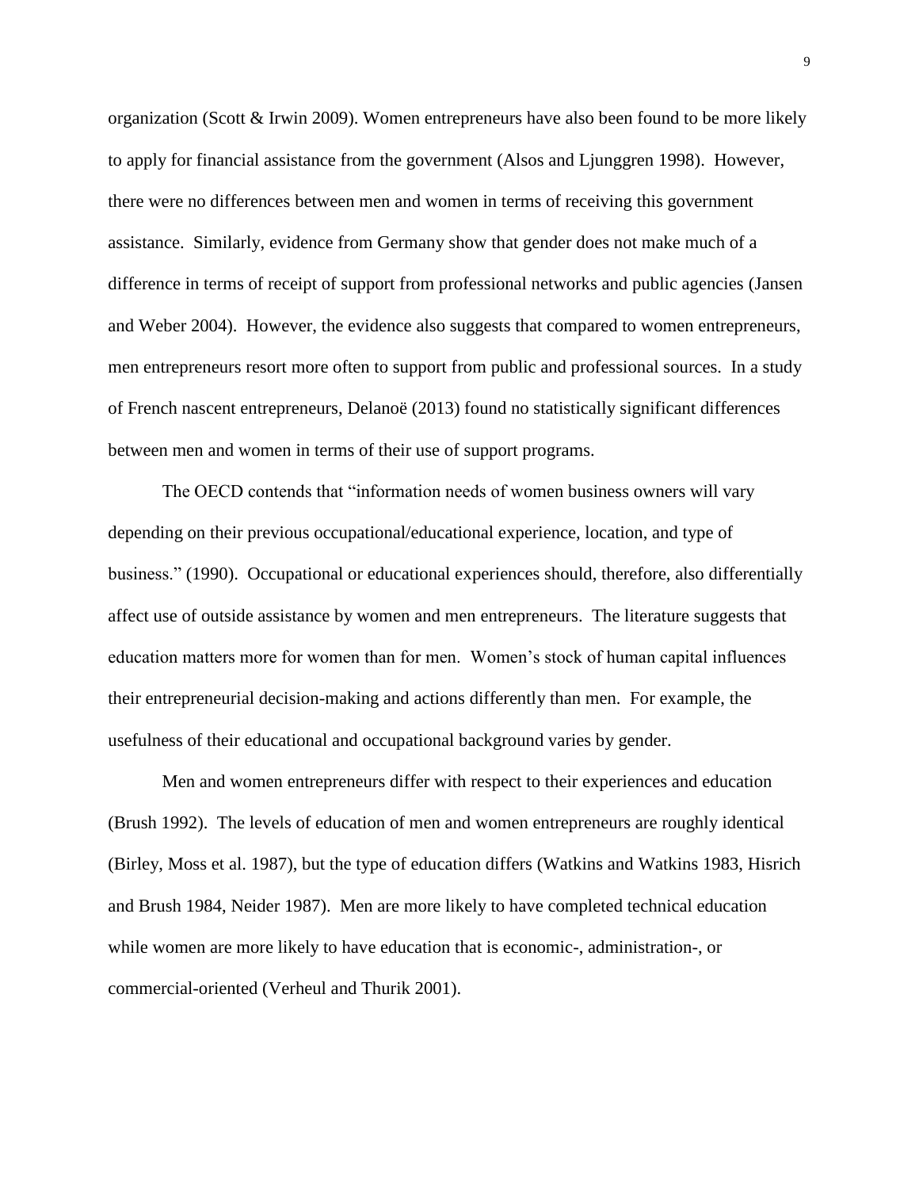organization (Scott & Irwin 2009). Women entrepreneurs have also been found to be more likely to apply for financial assistance from the government (Alsos and Ljunggren 1998). However, there were no differences between men and women in terms of receiving this government assistance. Similarly, evidence from Germany show that gender does not make much of a difference in terms of receipt of support from professional networks and public agencies (Jansen and Weber 2004). However, the evidence also suggests that compared to women entrepreneurs, men entrepreneurs resort more often to support from public and professional sources. In a study of French nascent entrepreneurs, Delanoë (2013) found no statistically significant differences between men and women in terms of their use of support programs.

The OECD contends that "information needs of women business owners will vary depending on their previous occupational/educational experience, location, and type of business." (1990). Occupational or educational experiences should, therefore, also differentially affect use of outside assistance by women and men entrepreneurs. The literature suggests that education matters more for women than for men. Women's stock of human capital influences their entrepreneurial decision-making and actions differently than men. For example, the usefulness of their educational and occupational background varies by gender.

Men and women entrepreneurs differ with respect to their experiences and education (Brush 1992). The levels of education of men and women entrepreneurs are roughly identical (Birley, Moss et al. 1987), but the type of education differs (Watkins and Watkins 1983, Hisrich and Brush 1984, Neider 1987). Men are more likely to have completed technical education while women are more likely to have education that is economic-, administration-, or commercial-oriented (Verheul and Thurik 2001).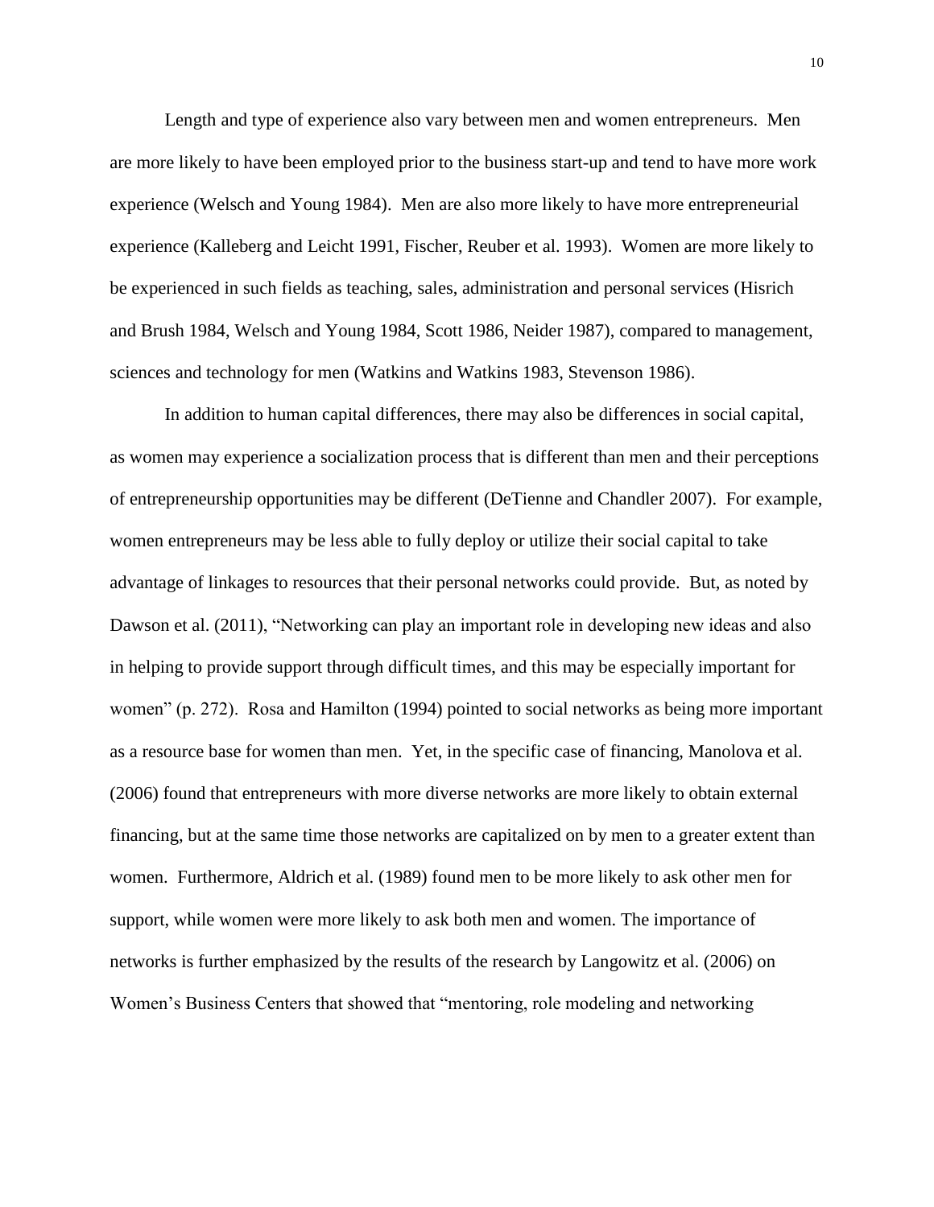Length and type of experience also vary between men and women entrepreneurs. Men are more likely to have been employed prior to the business start-up and tend to have more work experience (Welsch and Young 1984). Men are also more likely to have more entrepreneurial experience (Kalleberg and Leicht 1991, Fischer, Reuber et al. 1993). Women are more likely to be experienced in such fields as teaching, sales, administration and personal services (Hisrich and Brush 1984, Welsch and Young 1984, Scott 1986, Neider 1987), compared to management, sciences and technology for men (Watkins and Watkins 1983, Stevenson 1986).

In addition to human capital differences, there may also be differences in social capital, as women may experience a socialization process that is different than men and their perceptions of entrepreneurship opportunities may be different (DeTienne and Chandler 2007). For example, women entrepreneurs may be less able to fully deploy or utilize their social capital to take advantage of linkages to resources that their personal networks could provide. But, as noted by Dawson et al. (2011), "Networking can play an important role in developing new ideas and also in helping to provide support through difficult times, and this may be especially important for women" (p. 272). Rosa and Hamilton (1994) pointed to social networks as being more important as a resource base for women than men. Yet, in the specific case of financing, Manolova et al. (2006) found that entrepreneurs with more diverse networks are more likely to obtain external financing, but at the same time those networks are capitalized on by men to a greater extent than women. Furthermore, Aldrich et al. (1989) found men to be more likely to ask other men for support, while women were more likely to ask both men and women. The importance of networks is further emphasized by the results of the research by Langowitz et al. (2006) on Women's Business Centers that showed that "mentoring, role modeling and networking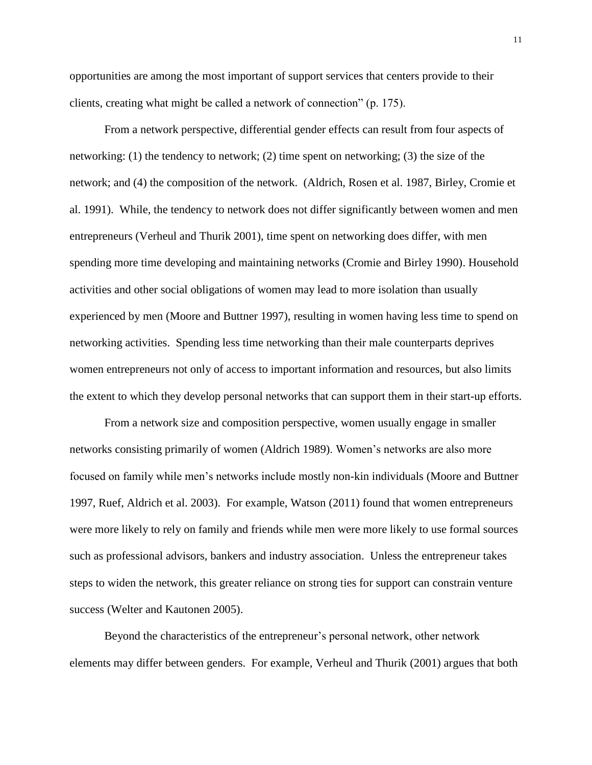opportunities are among the most important of support services that centers provide to their clients, creating what might be called a network of connection" (p. 175).

From a network perspective, differential gender effects can result from four aspects of networking: (1) the tendency to network; (2) time spent on networking; (3) the size of the network; and (4) the composition of the network. (Aldrich, Rosen et al. 1987, Birley, Cromie et al. 1991). While, the tendency to network does not differ significantly between women and men entrepreneurs (Verheul and Thurik 2001), time spent on networking does differ, with men spending more time developing and maintaining networks (Cromie and Birley 1990). Household activities and other social obligations of women may lead to more isolation than usually experienced by men (Moore and Buttner 1997), resulting in women having less time to spend on networking activities. Spending less time networking than their male counterparts deprives women entrepreneurs not only of access to important information and resources, but also limits the extent to which they develop personal networks that can support them in their start-up efforts.

From a network size and composition perspective, women usually engage in smaller networks consisting primarily of women (Aldrich 1989). Women's networks are also more focused on family while men's networks include mostly non-kin individuals (Moore and Buttner 1997, Ruef, Aldrich et al. 2003). For example, Watson (2011) found that women entrepreneurs were more likely to rely on family and friends while men were more likely to use formal sources such as professional advisors, bankers and industry association. Unless the entrepreneur takes steps to widen the network, this greater reliance on strong ties for support can constrain venture success (Welter and Kautonen 2005).

Beyond the characteristics of the entrepreneur's personal network, other network elements may differ between genders. For example, Verheul and Thurik (2001) argues that both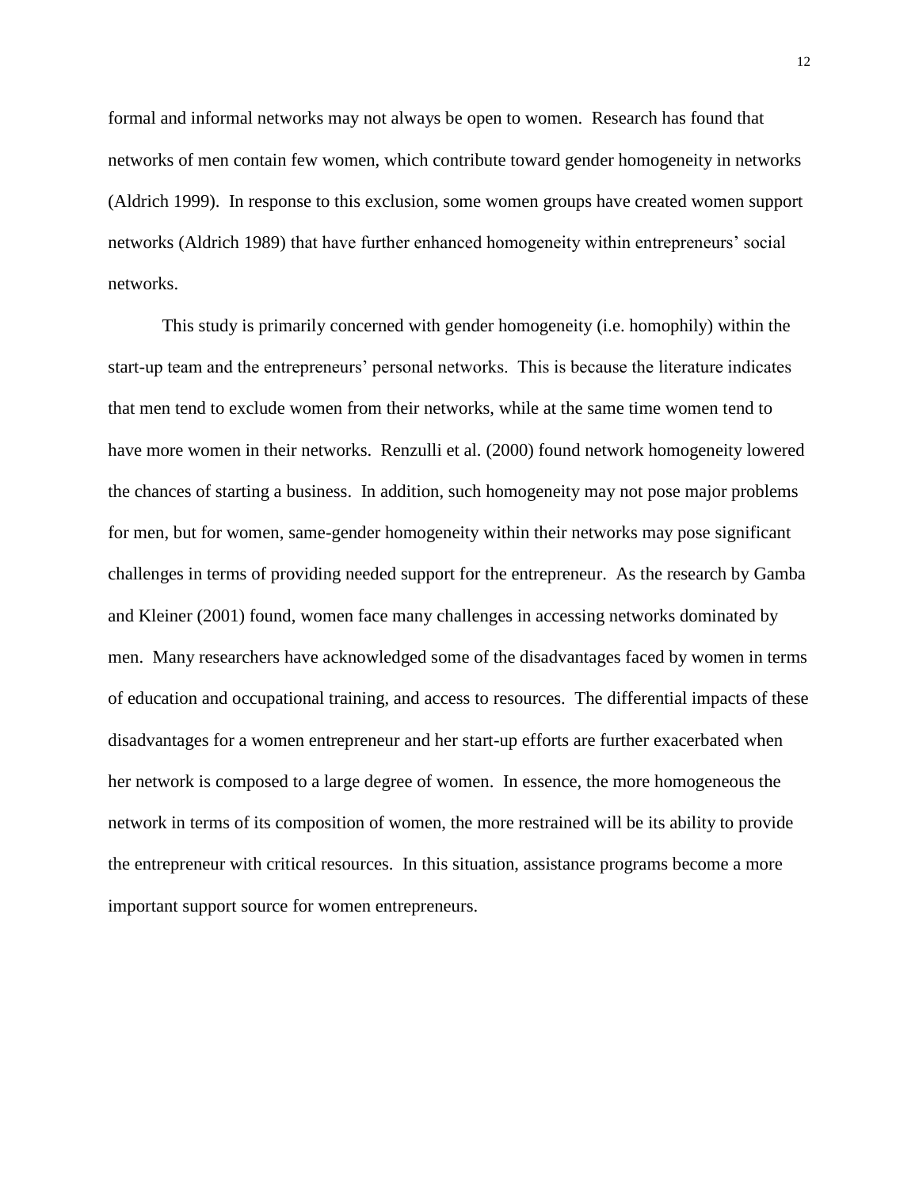formal and informal networks may not always be open to women. Research has found that networks of men contain few women, which contribute toward gender homogeneity in networks (Aldrich 1999). In response to this exclusion, some women groups have created women support networks (Aldrich 1989) that have further enhanced homogeneity within entrepreneurs' social networks.

This study is primarily concerned with gender homogeneity (i.e. homophily) within the start-up team and the entrepreneurs' personal networks. This is because the literature indicates that men tend to exclude women from their networks, while at the same time women tend to have more women in their networks. Renzulli et al. (2000) found network homogeneity lowered the chances of starting a business. In addition, such homogeneity may not pose major problems for men, but for women, same-gender homogeneity within their networks may pose significant challenges in terms of providing needed support for the entrepreneur. As the research by Gamba and Kleiner (2001) found, women face many challenges in accessing networks dominated by men. Many researchers have acknowledged some of the disadvantages faced by women in terms of education and occupational training, and access to resources. The differential impacts of these disadvantages for a women entrepreneur and her start-up efforts are further exacerbated when her network is composed to a large degree of women. In essence, the more homogeneous the network in terms of its composition of women, the more restrained will be its ability to provide the entrepreneur with critical resources. In this situation, assistance programs become a more important support source for women entrepreneurs.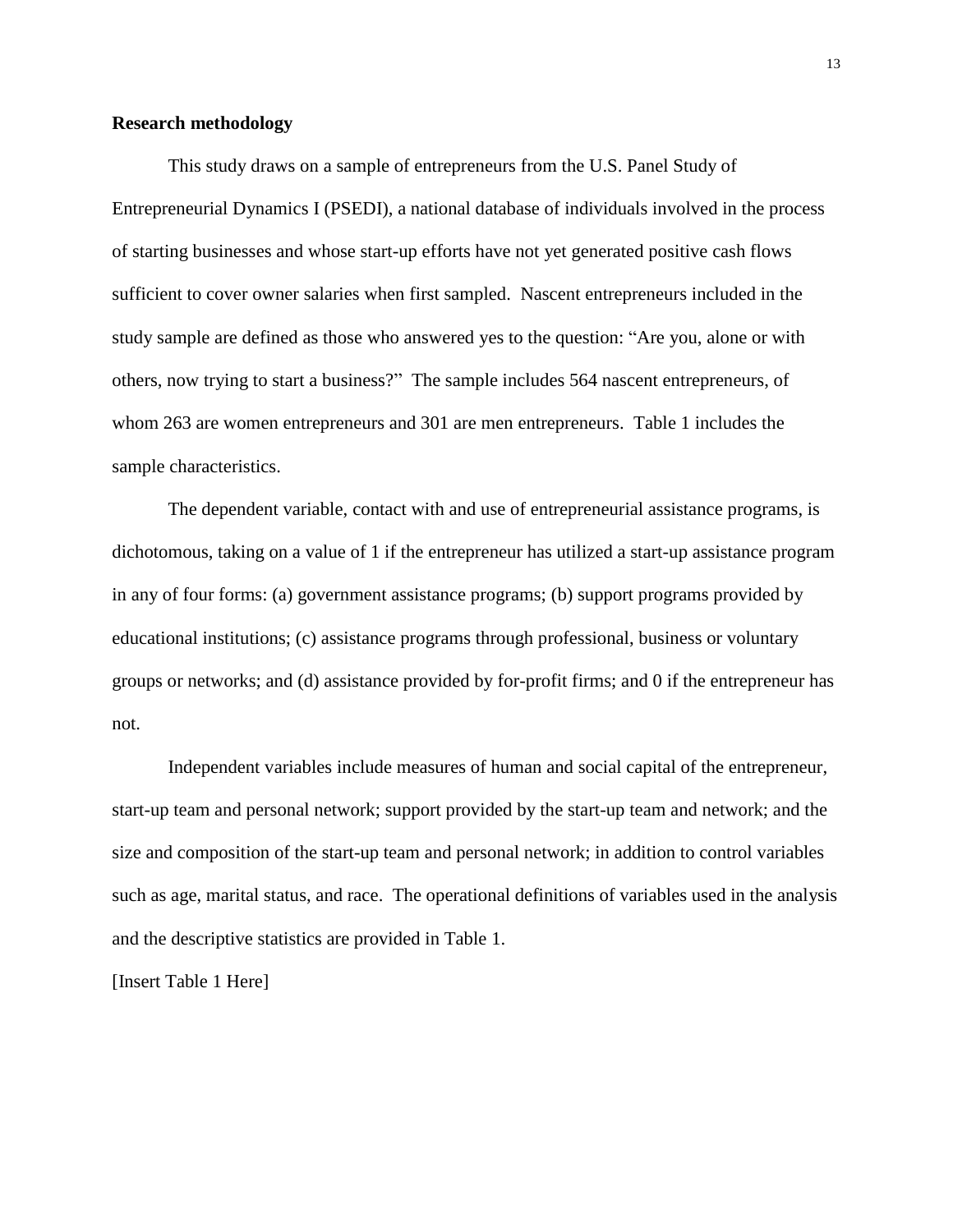**Research methodology**

This study draws on a sample of entrepreneurs from the U.S. Panel Study of Entrepreneurial Dynamics I (PSEDI), a national database of individuals involved in the process of starting businesses and whose start-up efforts have not yet generated positive cash flows sufficient to cover owner salaries when first sampled. Nascent entrepreneurs included in the study sample are defined as those who answered yes to the question: "Are you, alone or with others, now trying to start a business?" The sample includes 564 nascent entrepreneurs, of whom 263 are women entrepreneurs and 301 are men entrepreneurs. Table 1 includes the sample characteristics.

The dependent variable, contact with and use of entrepreneurial assistance programs, is dichotomous, taking on a value of 1 if the entrepreneur has utilized a start-up assistance program in any of four forms: (a) government assistance programs; (b) support programs provided by educational institutions; (c) assistance programs through professional, business or voluntary groups or networks; and (d) assistance provided by for-profit firms; and 0 if the entrepreneur has not.

Independent variables include measures of human and social capital of the entrepreneur, start-up team and personal network; support provided by the start-up team and network; and the size and composition of the start-up team and personal network; in addition to control variables such as age, marital status, and race. The operational definitions of variables used in the analysis and the descriptive statistics are provided in Table 1.

[Insert Table 1 Here]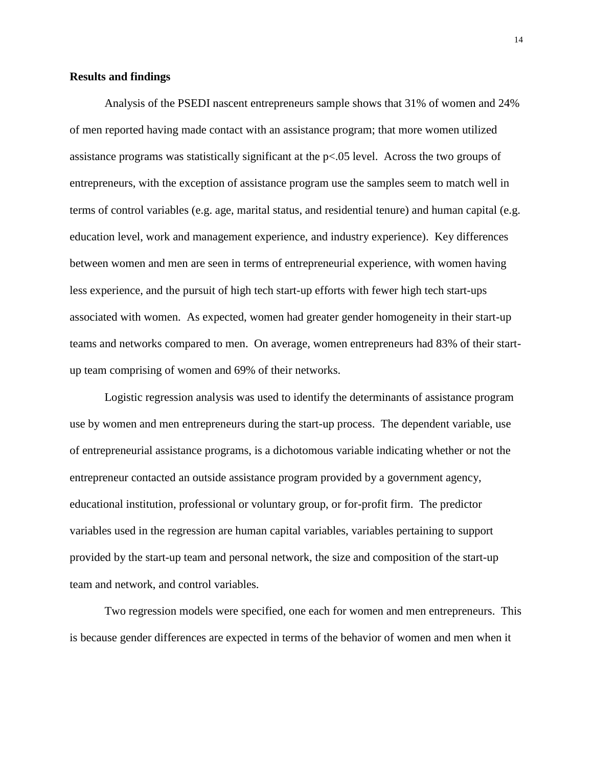**Results and findings**

Analysis of the PSEDI nascent entrepreneurs sample shows that 31% of women and 24% of men reported having made contact with an assistance program; that more women utilized assistance programs was statistically significant at the $p<.05$ level. Across the two groups of entrepreneurs, with the exception of assistance program use the samples seem to match well in terms of control variables (e.g. age, marital status, and residential tenure) and human capital (e.g. education level, work and management experience, and industry experience). Key differences between women and men are seen in terms of entrepreneurial experience, with women having less experience, and the pursuit of high tech start-up efforts with fewer high tech start-ups associated with women. As expected, women had greater gender homogeneity in their start-up teams and networks compared to men. On average, women entrepreneurs had 83% of their start-up team comprising of women and 69% of their networks.

Logistic regression analysis was used to identify the determinants of assistance program use by women and men entrepreneurs during the start-up process. The dependent variable, use of entrepreneurial assistance programs, is a dichotomous variable indicating whether or not the entrepreneur contacted an outside assistance program provided by a government agency, educational institution, professional or voluntary group, or for-profit firm. The predictor variables used in the regression are human capital variables, variables pertaining to support provided by the start-up team and personal network, the size and composition of the start-up team and network, and control variables.

Two regression models were specified, one each for women and men entrepreneurs. This is because gender differences are expected in terms of the behavior of women and men when it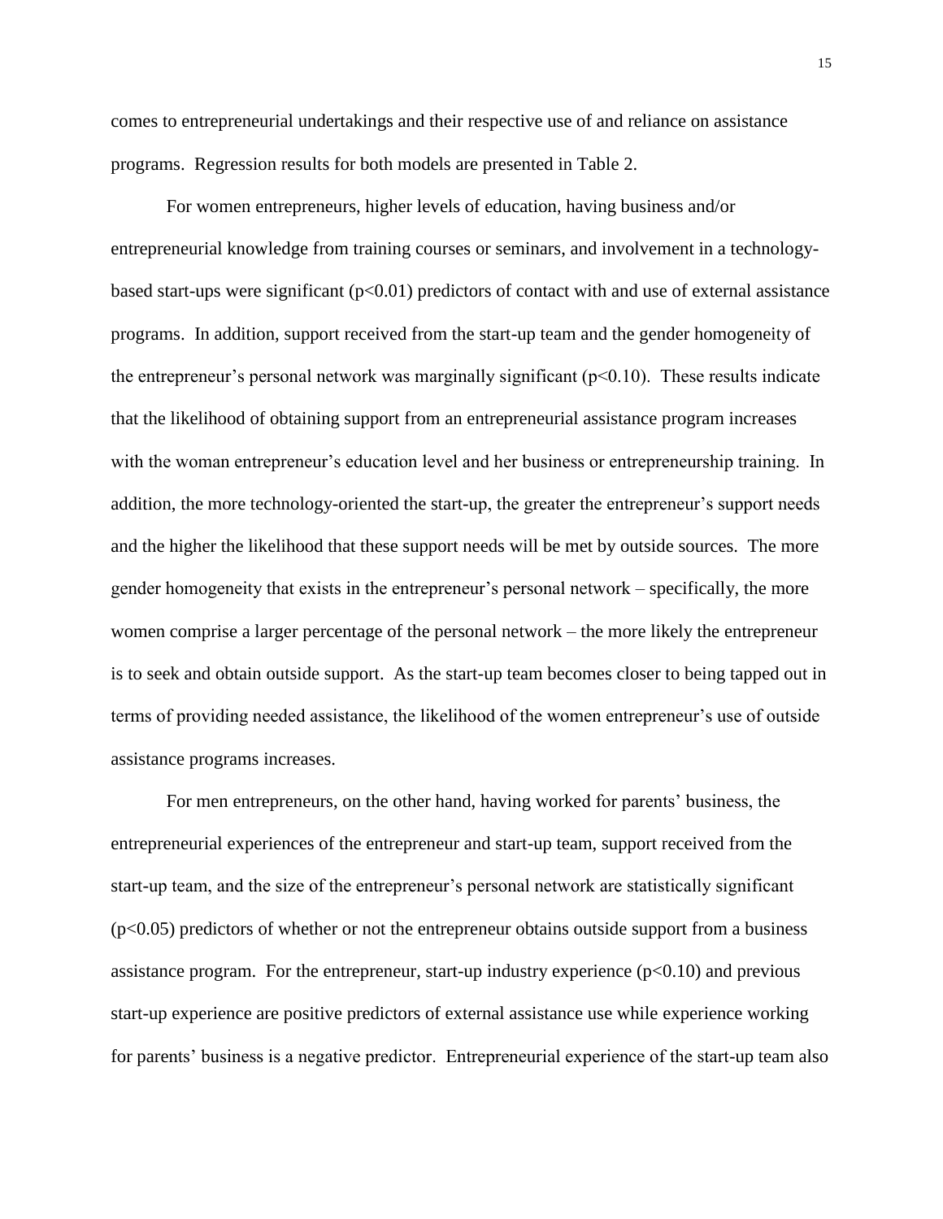comes to entrepreneurial undertakings and their respective use of and reliance on assistance programs. Regression results for both models are presented in Table 2.

For women entrepreneurs, higher levels of education, having business and/or entrepreneurial knowledge from training courses or seminars, and involvement in a technology-based start-ups were significant ($p<0.01$) predictors of contact with and use of external assistance programs. In addition, support received from the start-up team and the gender homogeneity of the entrepreneur's personal network was marginally significant ($p<0.10$). These results indicate that the likelihood of obtaining support from an entrepreneurial assistance program increases with the woman entrepreneur's education level and her business or entrepreneurship training. In addition, the more technology-oriented the start-up, the greater the entrepreneur's support needs and the higher the likelihood that these support needs will be met by outside sources. The more gender homogeneity that exists in the entrepreneur's personal network – specifically, the more women comprise a larger percentage of the personal network – the more likely the entrepreneur is to seek and obtain outside support. As the start-up team becomes closer to being tapped out in terms of providing needed assistance, the likelihood of the women entrepreneur's use of outside assistance programs increases.

For men entrepreneurs, on the other hand, having worked for parents' business, the entrepreneurial experiences of the entrepreneur and start-up team, support received from the start-up team, and the size of the entrepreneur's personal network are statistically significant ($p<0.05$) predictors of whether or not the entrepreneur obtains outside support from a business assistance program. For the entrepreneur, start-up industry experience ($p<0.10$) and previous start-up experience are positive predictors of external assistance use while experience working for parents' business is a negative predictor. Entrepreneurial experience of the start-up team also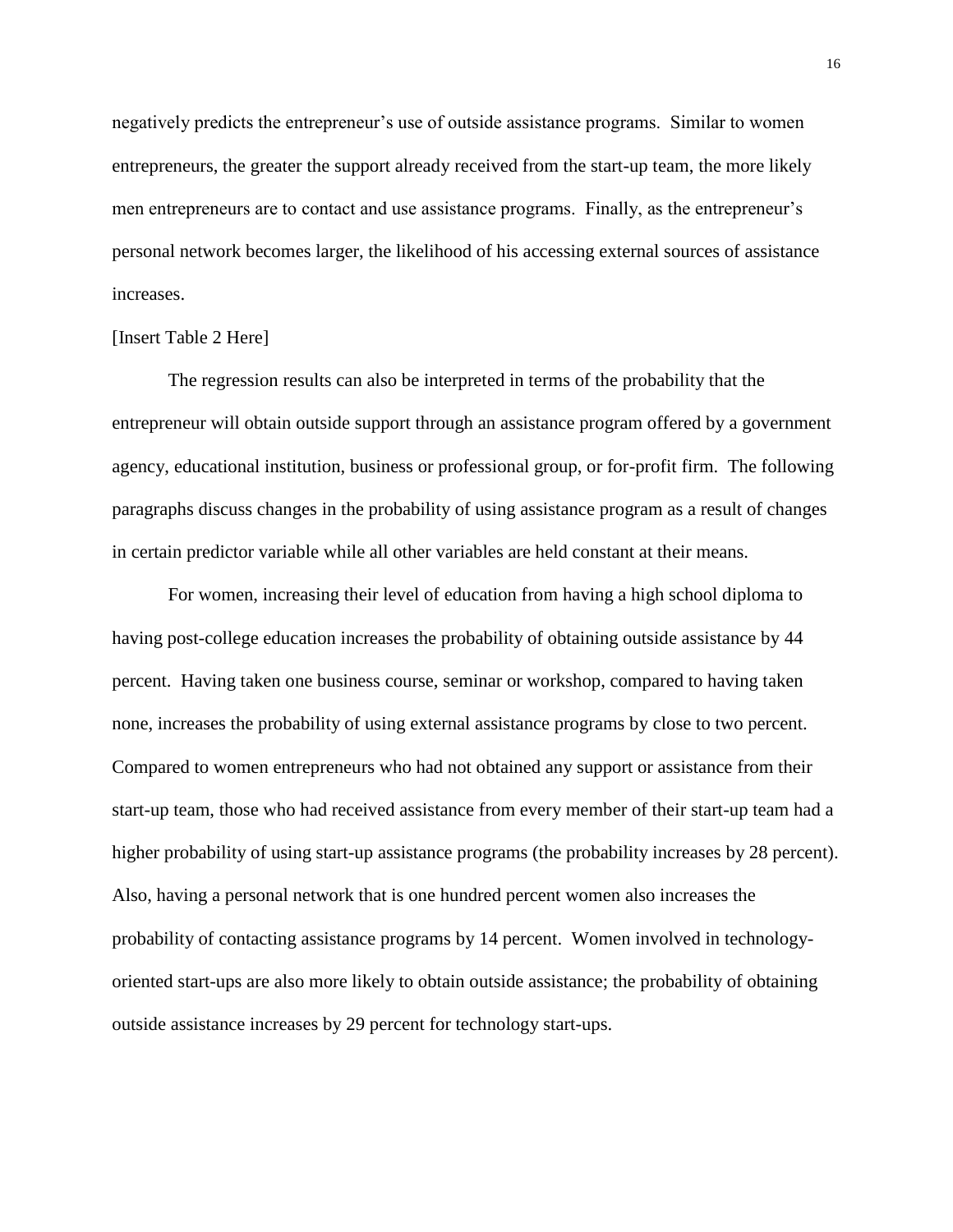negatively predicts the entrepreneur's use of outside assistance programs. Similar to women entrepreneurs, the greater the support already received from the start-up team, the more likely men entrepreneurs are to contact and use assistance programs. Finally, as the entrepreneur's personal network becomes larger, the likelihood of his accessing external sources of assistance increases.

[Insert Table 2 Here]

The regression results can also be interpreted in terms of the probability that the entrepreneur will obtain outside support through an assistance program offered by a government agency, educational institution, business or professional group, or for-profit firm. The following paragraphs discuss changes in the probability of using assistance program as a result of changes in certain predictor variable while all other variables are held constant at their means.

For women, increasing their level of education from having a high school diploma to having post-college education increases the probability of obtaining outside assistance by 44 percent. Having taken one business course, seminar or workshop, compared to having taken none, increases the probability of using external assistance programs by close to two percent. Compared to women entrepreneurs who had not obtained any support or assistance from their start-up team, those who had received assistance from every member of their start-up team had a higher probability of using start-up assistance programs (the probability increases by 28 percent). Also, having a personal network that is one hundred percent women also increases the probability of contacting assistance programs by 14 percent. Women involved in technology-oriented start-ups are also more likely to obtain outside assistance; the probability of obtaining outside assistance increases by 29 percent for technology start-ups.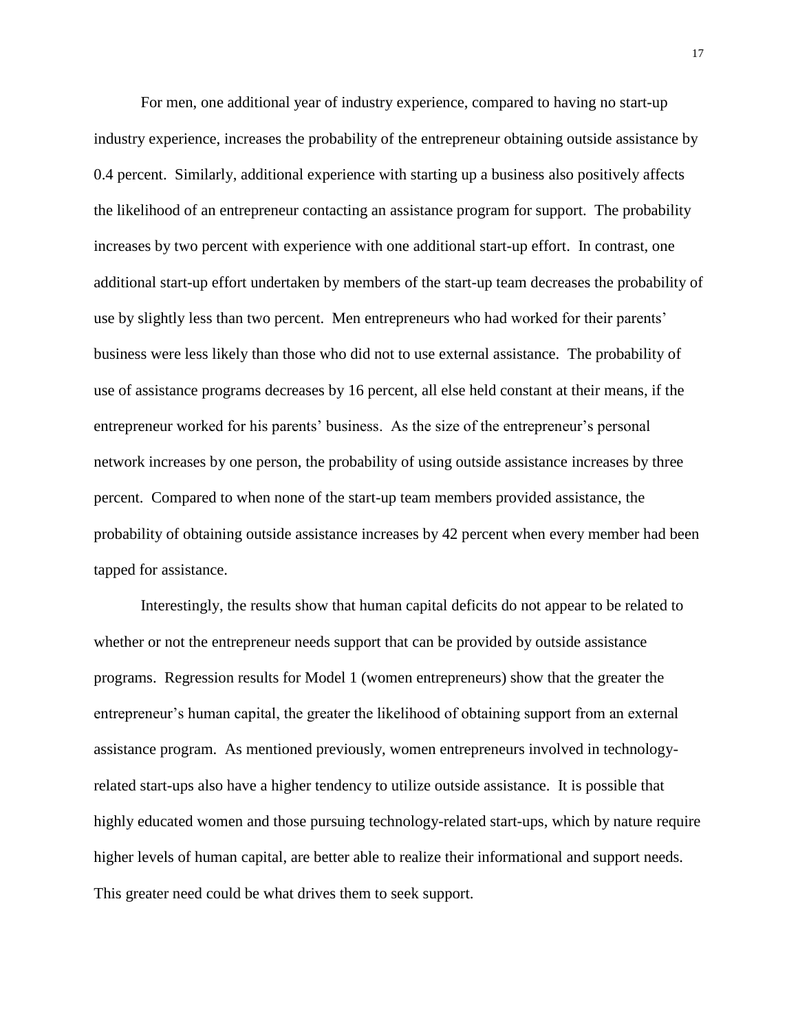For men, one additional year of industry experience, compared to having no start-up industry experience, increases the probability of the entrepreneur obtaining outside assistance by 0.4 percent. Similarly, additional experience with starting up a business also positively affects the likelihood of an entrepreneur contacting an assistance program for support. The probability increases by two percent with experience with one additional start-up effort. In contrast, one additional start-up effort undertaken by members of the start-up team decreases the probability of use by slightly less than two percent. Men entrepreneurs who had worked for their parents' business were less likely than those who did not to use external assistance. The probability of use of assistance programs decreases by 16 percent, all else held constant at their means, if the entrepreneur worked for his parents' business. As the size of the entrepreneur's personal network increases by one person, the probability of using outside assistance increases by three percent. Compared to when none of the start-up team members provided assistance, the probability of obtaining outside assistance increases by 42 percent when every member had been tapped for assistance.

Interestingly, the results show that human capital deficits do not appear to be related to whether or not the entrepreneur needs support that can be provided by outside assistance programs. Regression results for Model 1 (women entrepreneurs) show that the greater the entrepreneur's human capital, the greater the likelihood of obtaining support from an external assistance program. As mentioned previously, women entrepreneurs involved in technology-related start-ups also have a higher tendency to utilize outside assistance. It is possible that highly educated women and those pursuing technology-related start-ups, which by nature require higher levels of human capital, are better able to realize their informational and support needs. This greater need could be what drives them to seek support.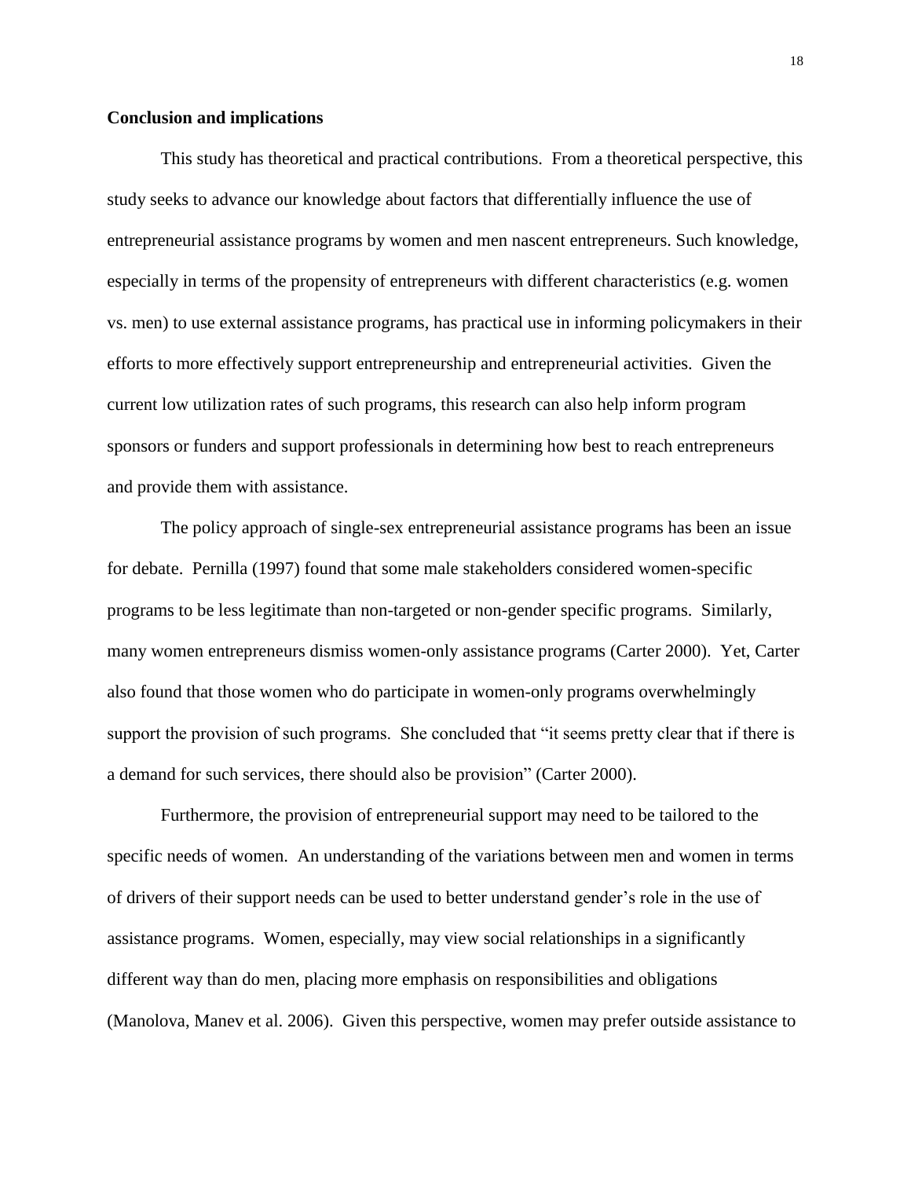**Conclusion and implications**

This study has theoretical and practical contributions. From a theoretical perspective, this study seeks to advance our knowledge about factors that differentially influence the use of entrepreneurial assistance programs by women and men nascent entrepreneurs. Such knowledge, especially in terms of the propensity of entrepreneurs with different characteristics (e.g. women vs. men) to use external assistance programs, has practical use in informing policymakers in their efforts to more effectively support entrepreneurship and entrepreneurial activities. Given the current low utilization rates of such programs, this research can also help inform program sponsors or funders and support professionals in determining how best to reach entrepreneurs and provide them with assistance.

The policy approach of single-sex entrepreneurial assistance programs has been an issue for debate. Pernilla (1997) found that some male stakeholders considered women-specific programs to be less legitimate than non-targeted or non-gender specific programs. Similarly, many women entrepreneurs dismiss women-only assistance programs (Carter 2000). Yet, Carter also found that those women who do participate in women-only programs overwhelmingly support the provision of such programs. She concluded that "it seems pretty clear that if there is a demand for such services, there should also be provision" (Carter 2000).

Furthermore, the provision of entrepreneurial support may need to be tailored to the specific needs of women. An understanding of the variations between men and women in terms of drivers of their support needs can be used to better understand gender's role in the use of assistance programs. Women, especially, may view social relationships in a significantly different way than do men, placing more emphasis on responsibilities and obligations (Manolova, Manev et al. 2006). Given this perspective, women may prefer outside assistance to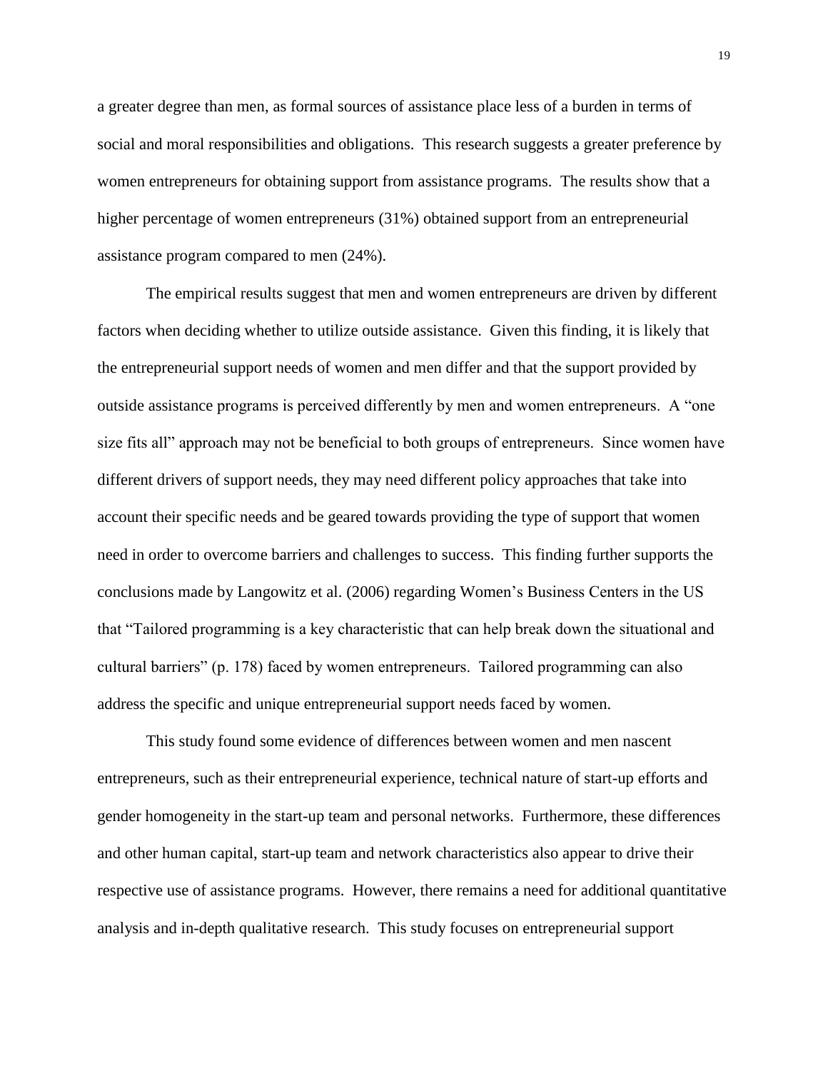a greater degree than men, as formal sources of assistance place less of a burden in terms of social and moral responsibilities and obligations. This research suggests a greater preference by women entrepreneurs for obtaining support from assistance programs. The results show that a higher percentage of women entrepreneurs (31%) obtained support from an entrepreneurial assistance program compared to men (24%).

The empirical results suggest that men and women entrepreneurs are driven by different factors when deciding whether to utilize outside assistance. Given this finding, it is likely that the entrepreneurial support needs of women and men differ and that the support provided by outside assistance programs is perceived differently by men and women entrepreneurs. A "one size fits all" approach may not be beneficial to both groups of entrepreneurs. Since women have different drivers of support needs, they may need different policy approaches that take into account their specific needs and be geared towards providing the type of support that women need in order to overcome barriers and challenges to success. This finding further supports the conclusions made by Langowitz et al. (2006) regarding Women's Business Centers in the US that "Tailored programming is a key characteristic that can help break down the situational and cultural barriers" (p. 178) faced by women entrepreneurs. Tailored programming can also address the specific and unique entrepreneurial support needs faced by women.

This study found some evidence of differences between women and men nascent entrepreneurs, such as their entrepreneurial experience, technical nature of start-up efforts and gender homogeneity in the start-up team and personal networks. Furthermore, these differences and other human capital, start-up team and network characteristics also appear to drive their respective use of assistance programs. However, there remains a need for additional quantitative analysis and in-depth qualitative research. This study focuses on entrepreneurial support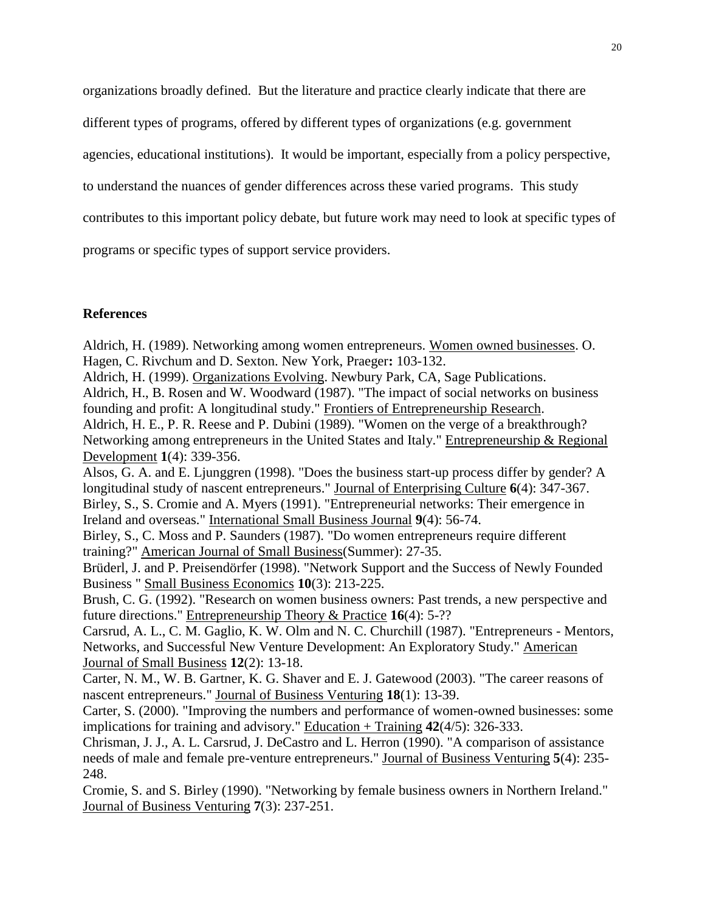organizations broadly defined. But the literature and practice clearly indicate that there are different types of programs, offered by different types of organizations (e.g. government agencies, educational institutions). It would be important, especially from a policy perspective, to understand the nuances of gender differences across these varied programs. This study contributes to this important policy debate, but future work may need to look at specific types of programs or specific types of support service providers.

## References

Aldrich, H. (1989). Networking among women entrepreneurs. Women owned businesses. O. Hagen, C. Rivchum and D. Sexton. New York, Praeger**:** 103-132.

Aldrich, H. (1999). Organizations Evolving. Newbury Park, CA, Sage Publications.

Aldrich, H., B. Rosen and W. Woodward (1987). "The impact of social networks on business founding and profit: A longitudinal study." Frontiers of Entrepreneurship Research.

Aldrich, H. E., P. R. Reese and P. Dubini (1989). "Women on the verge of a breakthrough? Networking among entrepreneurs in the United States and Italy." Entrepreneurship & Regional Development **1**(4): 339-356.

Alsos, G. A. and E. Ljunggren (1998). "Does the business start-up process differ by gender? A longitudinal study of nascent entrepreneurs." Journal of Enterprising Culture **6**(4): 347-367.

Birley, S., S. Cromie and A. Myers (1991). "Entrepreneurial networks: Their emergence in Ireland and overseas." International Small Business Journal **9**(4): 56-74.

Birley, S., C. Moss and P. Saunders (1987). "Do women entrepreneurs require different training?" American Journal of Small Business(Summer): 27-35.

Brüderl, J. and P. Preisendörfer (1998). "Network Support and the Success of Newly Founded Business " Small Business Economics **10**(3): 213-225.

Brush, C. G. (1992). "Research on women business owners: Past trends, a new perspective and future directions." Entrepreneurship Theory & Practice **16**(4): 5-??

Carsrud, A. L., C. M. Gaglio, K. W. Olm and N. C. Churchill (1987). "Entrepreneurs - Mentors, Networks, and Successful New Venture Development: An Exploratory Study." American Journal of Small Business **12**(2): 13-18.

Carter, N. M., W. B. Gartner, K. G. Shaver and E. J. Gatewood (2003). "The career reasons of nascent entrepreneurs." Journal of Business Venturing **18**(1): 13-39.

Carter, S. (2000). "Improving the numbers and performance of women-owned businesses: some implications for training and advisory." Education + Training **42**(4/5): 326-333.

Chrisman, J. J., A. L. Carsrud, J. DeCastro and L. Herron (1990). "A comparison of assistance needs of male and female pre-venture entrepreneurs." Journal of Business Venturing **5**(4): 235-248.

Cromie, S. and S. Birley (1990). "Networking by female business owners in Northern Ireland." Journal of Business Venturing **7**(3): 237-251.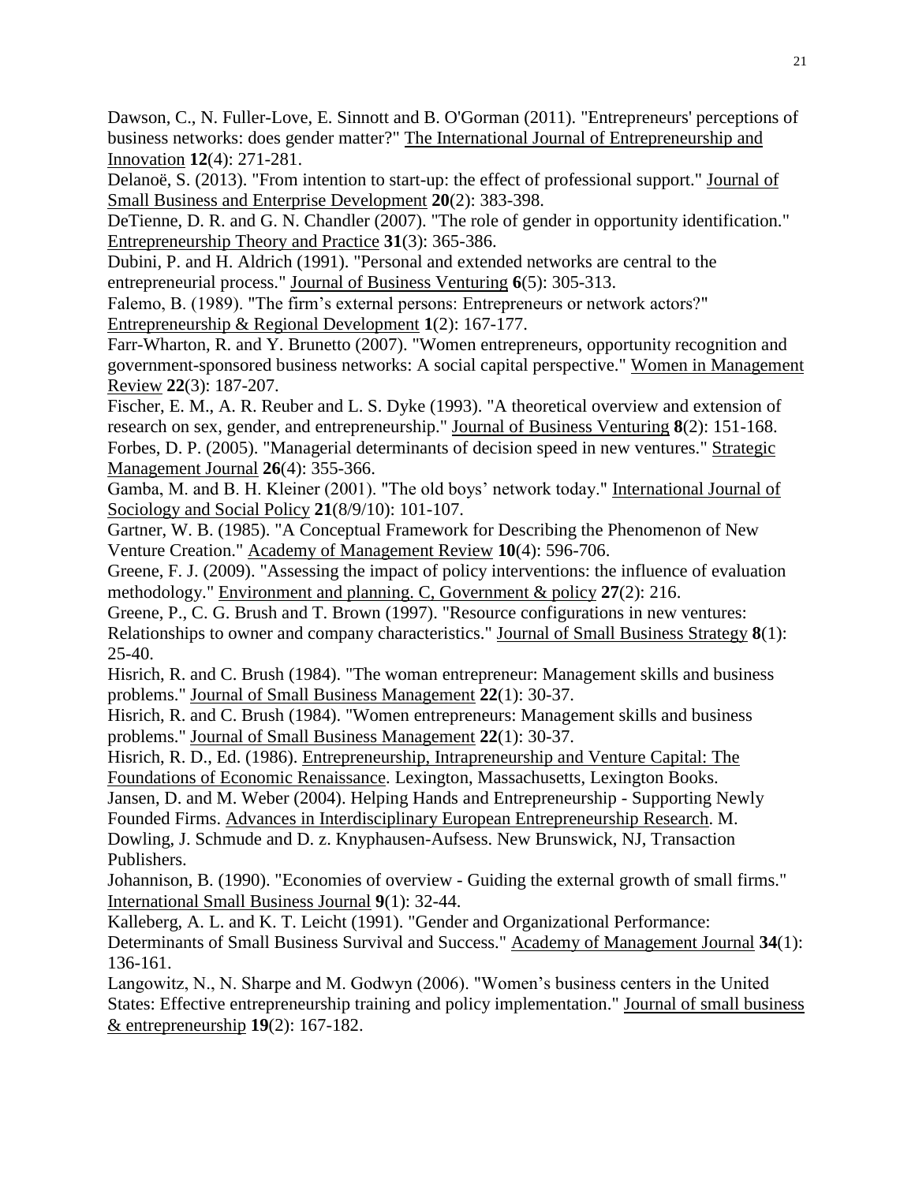Dawson, C., N. Fuller-Love, E. Sinnott and B. O'Gorman (2011). "Entrepreneurs' perceptions of business networks: does gender matter?" The International Journal of Entrepreneurship and Innovation **12**(4): 271-281.

Delanoë, S. (2013). "From intention to start-up: the effect of professional support." Journal of Small Business and Enterprise Development **20**(2): 383-398.

DeTienne, D. R. and G. N. Chandler (2007). "The role of gender in opportunity identification." Entrepreneurship Theory and Practice **31**(3): 365-386.

Dubini, P. and H. Aldrich (1991). "Personal and extended networks are central to the entrepreneurial process." Journal of Business Venturing **6**(5): 305-313.

Falemo, B. (1989). "The firm's external persons: Entrepreneurs or network actors?" Entrepreneurship & Regional Development **1**(2): 167-177.

Farr-Wharton, R. and Y. Brunetto (2007). "Women entrepreneurs, opportunity recognition and government-sponsored business networks: A social capital perspective." Women in Management Review **22**(3): 187-207.

Fischer, E. M., A. R. Reuber and L. S. Dyke (1993). "A theoretical overview and extension of research on sex, gender, and entrepreneurship." Journal of Business Venturing **8**(2): 151-168.

Forbes, D. P. (2005). "Managerial determinants of decision speed in new ventures." Strategic Management Journal **26**(4): 355-366.

Gamba, M. and B. H. Kleiner (2001). "The old boys' network today." International Journal of Sociology and Social Policy **21**(8/9/10): 101-107.

Gartner, W. B. (1985). "A Conceptual Framework for Describing the Phenomenon of New Venture Creation." Academy of Management Review **10**(4): 596-706.

Greene, F. J. (2009). "Assessing the impact of policy interventions: the influence of evaluation methodology." Environment and planning. C, Government & policy **27**(2): 216.

Greene, P., C. G. Brush and T. Brown (1997). "Resource configurations in new ventures: Relationships to owner and company characteristics." Journal of Small Business Strategy **8**(1): 25-40.

Hisrich, R. and C. Brush (1984). "The woman entrepreneur: Management skills and business problems." Journal of Small Business Management **22**(1): 30-37.

Hisrich, R. and C. Brush (1984). "Women entrepreneurs: Management skills and business problems." Journal of Small Business Management **22**(1): 30-37.

Hisrich, R. D., Ed. (1986). Entrepreneurship, Intrapreneurship and Venture Capital: The Foundations of Economic Renaissance. Lexington, Massachusetts, Lexington Books.

Jansen, D. and M. Weber (2004). Helping Hands and Entrepreneurship - Supporting Newly Founded Firms. Advances in Interdisciplinary European Entrepreneurship Research. M. Dowling, J. Schmude and D. z. Knyphausen-Aufsess. New Brunswick, NJ, Transaction Publishers.

Johannison, B. (1990). "Economies of overview - Guiding the external growth of small firms." International Small Business Journal **9**(1): 32-44.

Kalleberg, A. L. and K. T. Leicht (1991). "Gender and Organizational Performance: Determinants of Small Business Survival and Success." Academy of Management Journal **34**(1): 136-161.

Langowitz, N., N. Sharpe and M. Godwyn (2006). "Women's business centers in the United States: Effective entrepreneurship training and policy implementation." Journal of small business & entrepreneurship **19**(2): 167-182.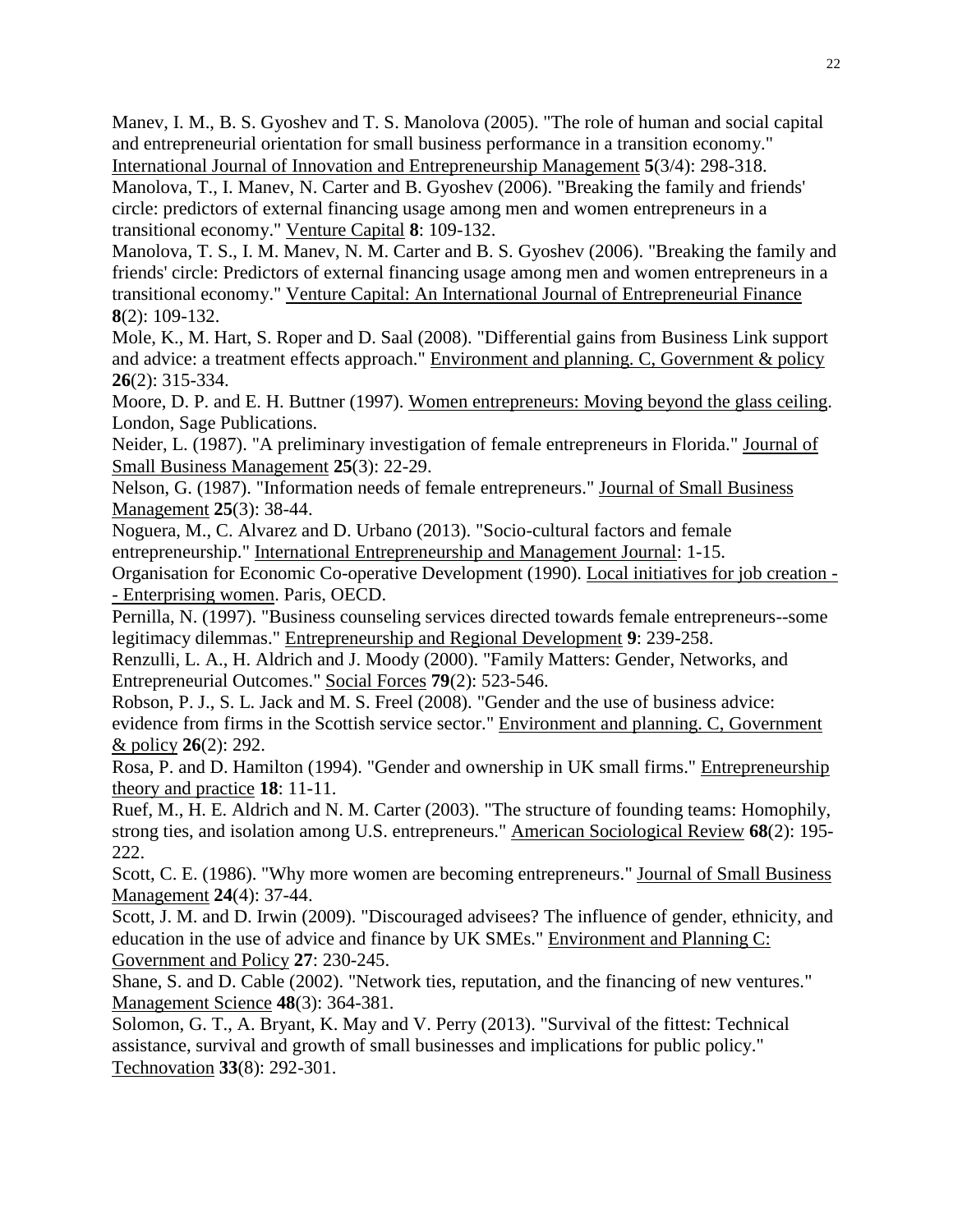Manev, I. M., B. S. Gyoshev and T. S. Manolova (2005). "The role of human and social capital and entrepreneurial orientation for small business performance in a transition economy." International Journal of Innovation and Entrepreneurship Management **5**(3/4): 298-318.

Manolova, T., I. Manev, N. Carter and B. Gyoshev (2006). "Breaking the family and friends' circle: predictors of external financing usage among men and women entrepreneurs in a transitional economy." Venture Capital **8**: 109-132.

Manolova, T. S., I. M. Manev, N. M. Carter and B. S. Gyoshev (2006). "Breaking the family and friends' circle: Predictors of external financing usage among men and women entrepreneurs in a transitional economy." Venture Capital: An International Journal of Entrepreneurial Finance **8**(2): 109-132.

Mole, K., M. Hart, S. Roper and D. Saal (2008). "Differential gains from Business Link support and advice: a treatment effects approach." Environment and planning. C, Government & policy **26**(2): 315-334.

Moore, D. P. and E. H. Buttner (1997). Women entrepreneurs: Moving beyond the glass ceiling. London, Sage Publications.

Neider, L. (1987). "A preliminary investigation of female entrepreneurs in Florida." Journal of Small Business Management **25**(3): 22-29.

Nelson, G. (1987). "Information needs of female entrepreneurs." Journal of Small Business Management **25**(3): 38-44.

Noguera, M., C. Alvarez and D. Urbano (2013). "Socio-cultural factors and female entrepreneurship." International Entrepreneurship and Management Journal: 1-15.

Organisation for Economic Co-operative Development (1990). Local initiatives for job creation -- Enterprising women. Paris, OECD.

Pernilla, N. (1997). "Business counseling services directed towards female entrepreneurs--some legitimacy dilemmas." Entrepreneurship and Regional Development **9**: 239-258.

Renzulli, L. A., H. Aldrich and J. Moody (2000). "Family Matters: Gender, Networks, and Entrepreneurial Outcomes." Social Forces **79**(2): 523-546.

Robson, P. J., S. L. Jack and M. S. Freel (2008). "Gender and the use of business advice: evidence from firms in the Scottish service sector." Environment and planning. C, Government & policy **26**(2): 292.

Rosa, P. and D. Hamilton (1994). "Gender and ownership in UK small firms." Entrepreneurship theory and practice **18**: 11-11.

Ruef, M., H. E. Aldrich and N. M. Carter (2003). "The structure of founding teams: Homophily, strong ties, and isolation among U.S. entrepreneurs." American Sociological Review **68**(2): 195-222.

Scott, C. E. (1986). "Why more women are becoming entrepreneurs." Journal of Small Business Management **24**(4): 37-44.

Scott, J. M. and D. Irwin (2009). "Discouraged advisees? The influence of gender, ethnicity, and education in the use of advice and finance by UK SMEs." Environment and Planning C: Government and Policy **27**: 230-245.

Shane, S. and D. Cable (2002). "Network ties, reputation, and the financing of new ventures." Management Science **48**(3): 364-381.

Solomon, G. T., A. Bryant, K. May and V. Perry (2013). "Survival of the fittest: Technical assistance, survival and growth of small businesses and implications for public policy." Technovation **33**(8): 292-301.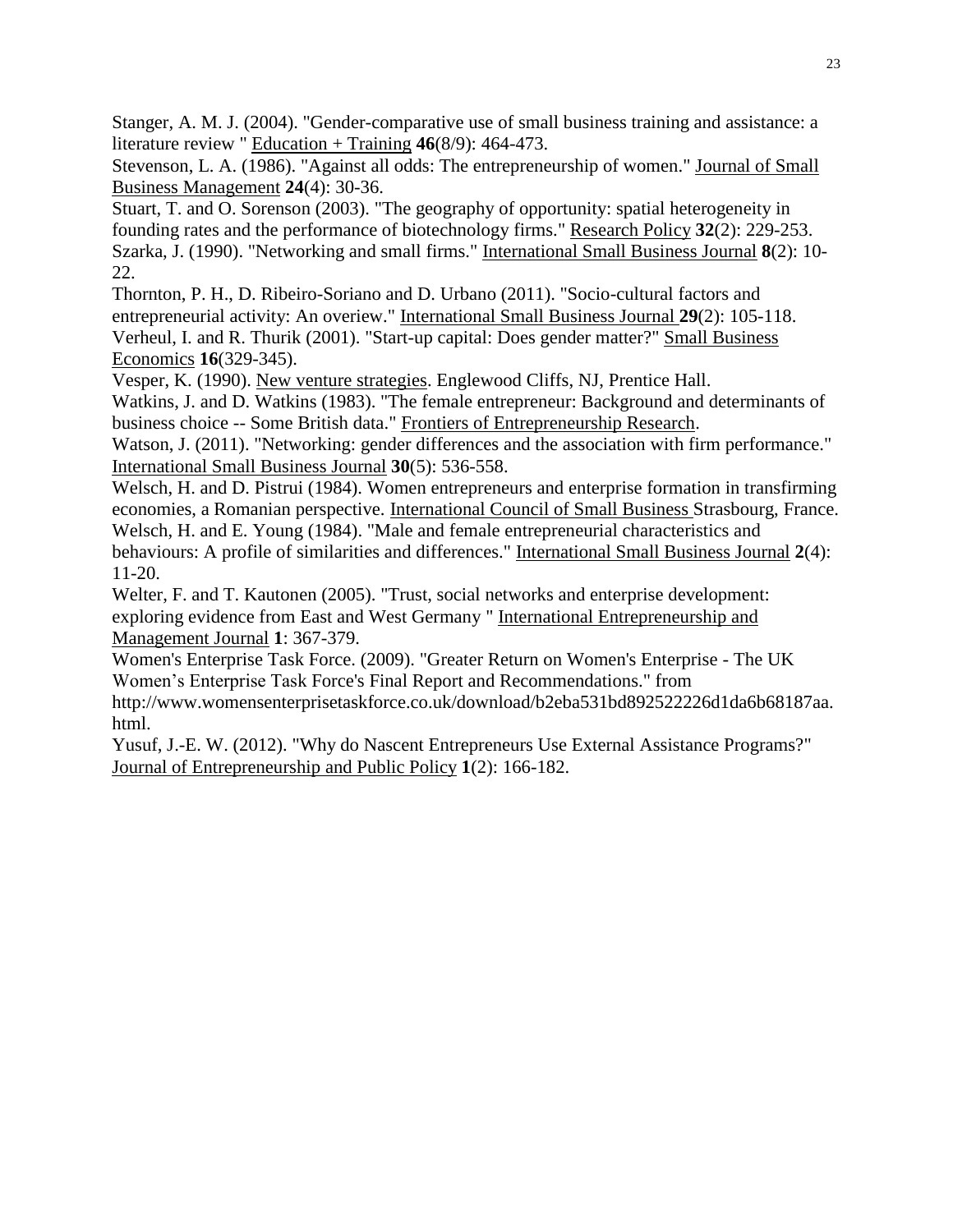Stanger, A. M. J. (2004). "Gender-comparative use of small business training and assistance: a literature review " Education + Training **46**(8/9): 464-473.

Stevenson, L. A. (1986). "Against all odds: The entrepreneurship of women." Journal of Small Business Management **24**(4): 30-36.

Stuart, T. and O. Sorenson (2003). "The geography of opportunity: spatial heterogeneity in founding rates and the performance of biotechnology firms." Research Policy **32**(2): 229-253.

Szarka, J. (1990). "Networking and small firms." International Small Business Journal **8**(2): 10-22.

Thornton, P. H., D. Ribeiro-Soriano and D. Urbano (2011). "Socio-cultural factors and entrepreneurial activity: An overiew." International Small Business Journal **29**(2): 105-118.

Verheul, I. and R. Thurik (2001). "Start-up capital: Does gender matter?" Small Business Economics **16**(329-345).

Vesper, K. (1990). New venture strategies. Englewood Cliffs, NJ, Prentice Hall.

Watkins, J. and D. Watkins (1983). "The female entrepreneur: Background and determinants of business choice -- Some British data." Frontiers of Entrepreneurship Research.

Watson, J. (2011). "Networking: gender differences and the association with firm performance." International Small Business Journal **30**(5): 536-558.

Welsch, H. and D. Pistrui (1984). Women entrepreneurs and enterprise formation in transfirming economies, a Romanian perspective. International Council of Small Business Strasbourg, France.

Welsch, H. and E. Young (1984). "Male and female entrepreneurial characteristics and behaviours: A profile of similarities and differences." International Small Business Journal **2**(4): 11-20.

Welter, F. and T. Kautonen (2005). "Trust, social networks and enterprise development: exploring evidence from East and West Germany " International Entrepreneurship and Management Journal **1**: 367-379.

Women's Enterprise Task Force. (2009). "Greater Return on Women's Enterprise - The UK Women's Enterprise Task Force's Final Report and Recommendations." from http://www.womensenterprisetaskforce.co.uk/download/b2eba531bd892522226d1da6b68187aa.html.

Yusuf, J.-E. W. (2012). "Why do Nascent Entrepreneurs Use External Assistance Programs?" Journal of Entrepreneurship and Public Policy **1**(2): 166-182.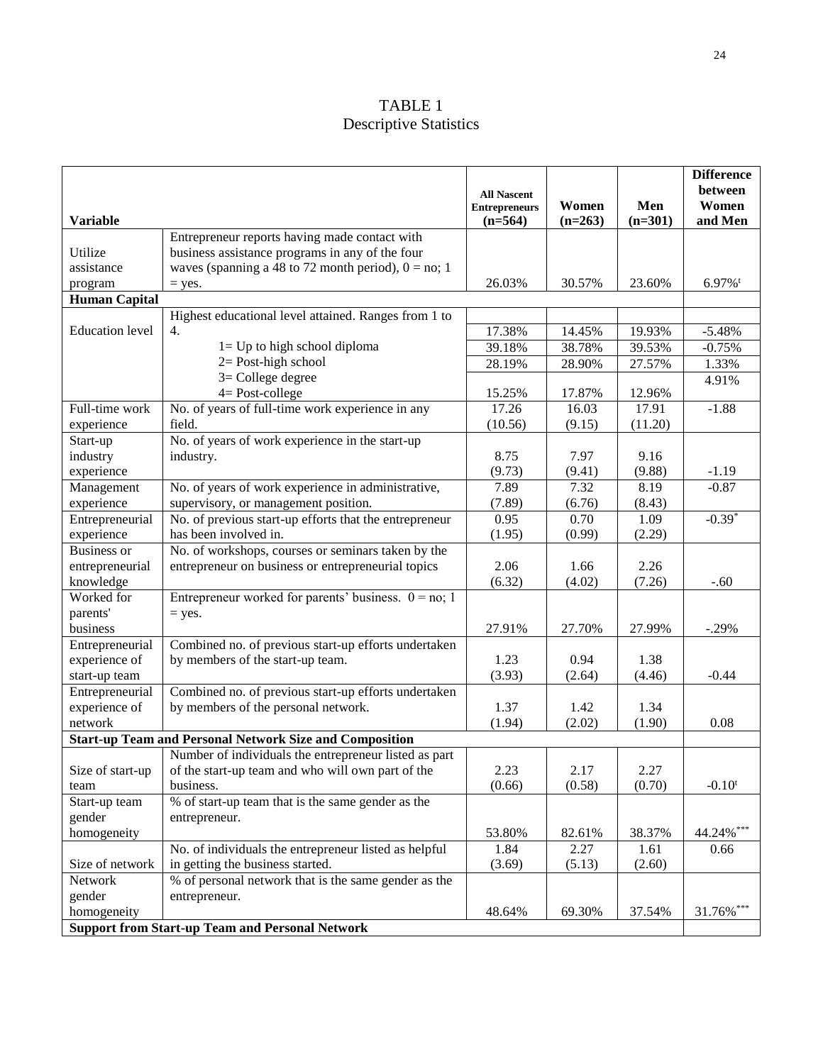# TABLE 1
## Descriptive Statistics

| Variable | | All Nascent Entrepreneurs (n=564) | Women (n=263) | Men (n=301) | Difference between Women and Men |
|---|---|---|---|---|---|
| Utilize assistance program | Entrepreneur reports having made contact with business assistance programs in any of the four waves (spanning a 48 to 72 month period), 0 = no; 1 = yes. | 26.03% | 30.57% | 23.60% | 6.97%$^{t}$ |
| **Human Capital** | | | | | |
| Education level | Highest educational level attained. Ranges from 1 to 4. | | | | |
| | 1= Up to high school diploma | 17.38% | 14.45% | 19.93% | -5.48% |
| | 2= Post-high school | 39.18% | 38.78% | 39.53% | -0.75% |
| | 3= College degree | 28.19% | 28.90% | 27.57% | 1.33% |
| | 4= Post-college | 15.25% | 17.87% | 12.96% | 4.91% |
| Full-time work experience | No. of years of full-time work experience in any field. | 17.26 (10.56) | 16.03 (9.15) | 17.91 (11.20) | -1.88 |
| Start-up industry experience | No. of years of work experience in the start-up industry. | 8.75 (9.73) | 7.97 (9.41) | 9.16 (9.88) | -1.19 |
| Management experience | No. of years of work experience in administrative, supervisory, or management position. | 7.89 (7.89) | 7.32 (6.76) | 8.19 (8.43) | -0.87 |
| Entrepreneurial experience | No. of previous start-up efforts that the entrepreneur has been involved in. | 0.95 (1.95) | 0.70 (0.99) | 1.09 (2.29) | -0.39$^{*}$ |
| Business or entrepreneurial knowledge | No. of workshops, courses or seminars taken by the entrepreneur on business or entrepreneurial topics | 2.06 (6.32) | 1.66 (4.02) | 2.26 (7.26) | -.60 |
| Worked for parents' business | Entrepreneur worked for parents' business. 0 = no; 1 = yes. | 27.91% | 27.70% | 27.99% | -.29% |
| Entrepreneurial experience of start-up team | Combined no. of previous start-up efforts undertaken by members of the start-up team. | 1.23 (3.93) | 0.94 (2.64) | 1.38 (4.46) | -0.44 |
| Entrepreneurial experience of network | Combined no. of previous start-up efforts undertaken by members of the personal network. | 1.37 (1.94) | 1.42 (2.02) | 1.34 (1.90) | 0.08 |
| **Start-up Team and Personal Network Size and Composition** | | | | | |
| Size of start-up team | Number of individuals the entrepreneur listed as part of the start-up team and who will own part of the business. | 2.23 (0.66) | 2.17 (0.58) | 2.27 (0.70) | -0.10$^{t}$ |
| Start-up team gender homogeneity | % of start-up team that is the same gender as the entrepreneur. | 53.80% | 82.61% | 38.37% | 44.24%$^{***}$ |
| Size of network | No. of individuals the entrepreneur listed as helpful in getting the business started. | 1.84 (3.69) | 2.27 (5.13) | 1.61 (2.60) | 0.66 |
| Network gender homogeneity | % of personal network that is the same gender as the entrepreneur. | 48.64% | 69.30% | 37.54% | 31.76%$^{***}$ |
| **Support from Start-up Team and Personal Network** | | | | | |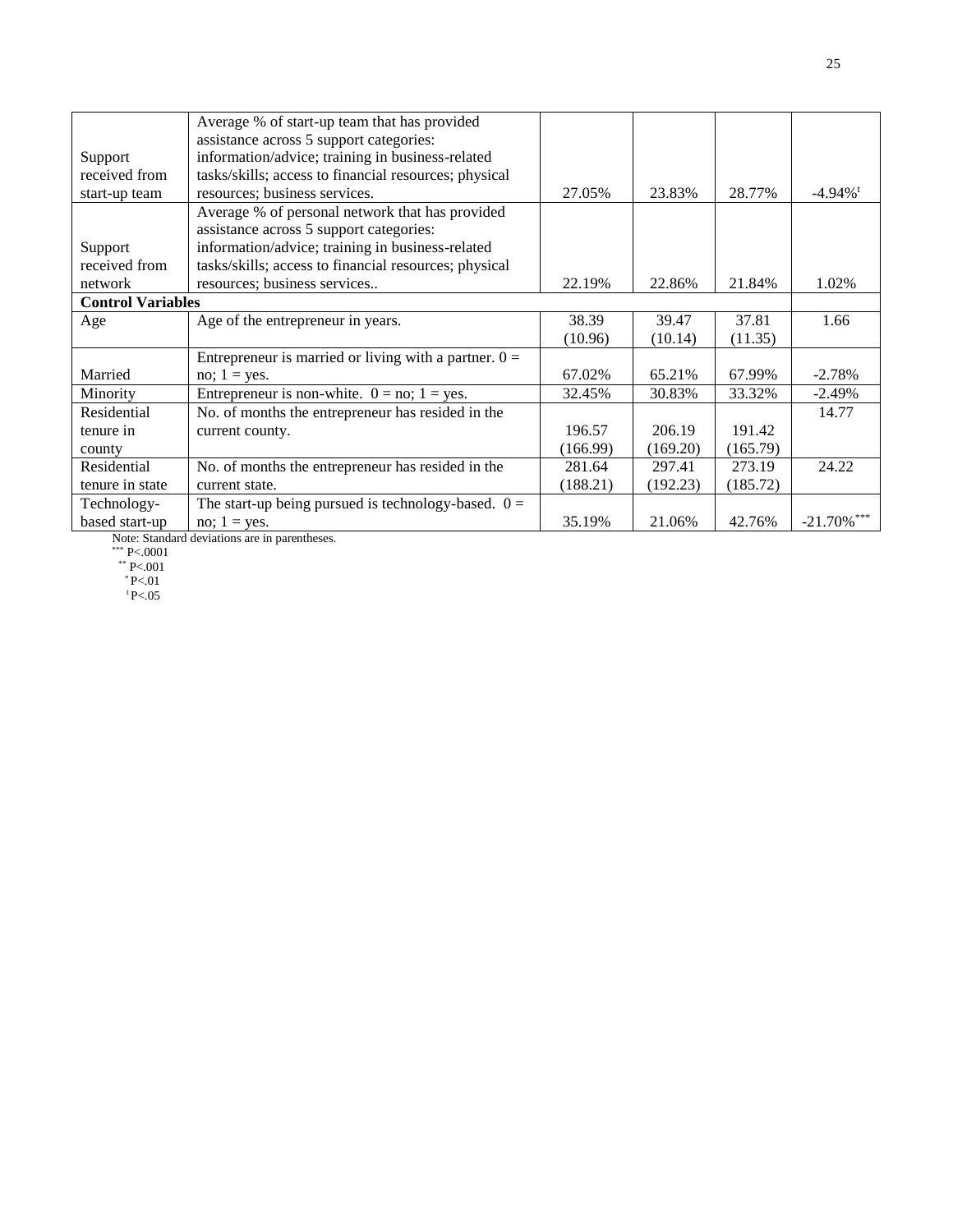| | | | | | |
|---|---|---|---|---|---|
| Support received from start-up team | Average % of start-up team that has provided assistance across 5 support categories: information/advice; training in business-related tasks/skills; access to financial resources; physical resources; business services. | 27.05% | 23.83% | 28.77% | -4.94%[t] |
| Support received from network | Average % of personal network that has provided assistance across 5 support categories: information/advice; training in business-related tasks/skills; access to financial resources; physical resources; business services.. | 22.19% | 22.86% | 21.84% | 1.02% |
| **Control Variables** | | | | | |
| Age | Age of the entrepreneur in years. | 38.39 (10.96) | 39.47 (10.14) | 37.81 (11.35) | 1.66 |
| Married | Entrepreneur is married or living with a partner. 0 = no; 1 = yes. | 67.02% | 65.21% | 67.99% | -2.78% |
| Minority | Entrepreneur is non-white. 0 = no; 1 = yes. | 32.45% | 30.83% | 33.32% | -2.49% |
| Residential tenure in county | No. of months the entrepreneur has resided in the current county. | 196.57 (166.99) | 206.19 (169.20) | 191.42 (165.79) | 14.77 |
| Residential tenure in state | No. of months the entrepreneur has resided in the current state. | 281.64 (188.21) | 297.41 (192.23) | 273.19 (185.72) | 24.22 |
| Technology-based start-up | The start-up being pursued is technology-based. 0 = no; 1 = yes. | 35.19% | 21.06% | 42.76% | -21.70%[***] |

Note: Standard deviations are in parentheses.
[***] P<.0001
[**] P<.001
[*] P<.01
[t] P<.05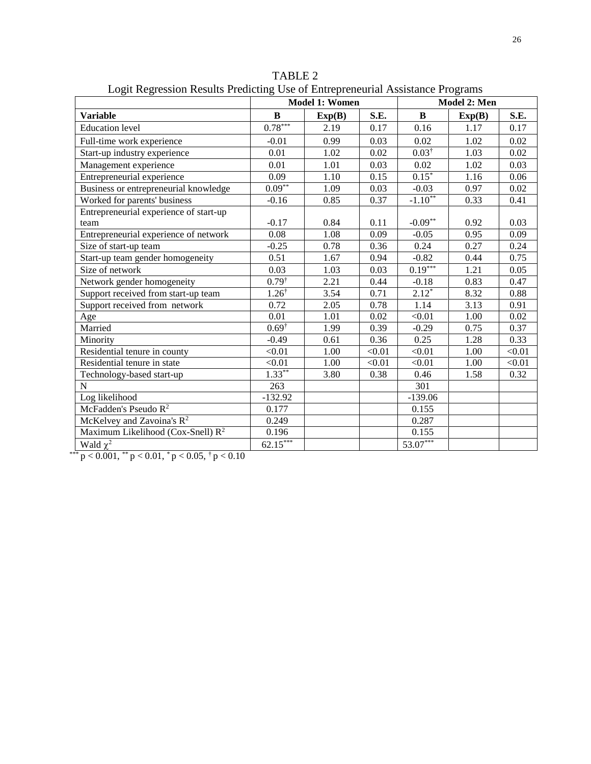TABLE 2

Logit Regression Results Predicting Use of Entrepreneurial Assistance Programs

| | Model 1: Women | | | Model 2: Men | | |
|---|---|---|---|---|---|---|
| **Variable** | **B** | **Exp(B)** | **S.E.** | **B** | **Exp(B)** | **S.E.** |
| Education level | $0.78^{***}$ | 2.19 | 0.17 | 0.16 | 1.17 | 0.17 |
| Full-time work experience | -0.01 | 0.99 | 0.03 | 0.02 | 1.02 | 0.02 |
| Start-up industry experience | 0.01 | 1.02 | 0.02 | $0.03^{\dagger}$ | 1.03 | 0.02 |
| Management experience | 0.01 | 1.01 | 0.03 | 0.02 | 1.02 | 0.03 |
| Entrepreneurial experience | 0.09 | 1.10 | 0.15 | $0.15^{*}$ | 1.16 | 0.06 |
| Business or entrepreneurial knowledge | $0.09^{**}$ | 1.09 | 0.03 | -0.03 | 0.97 | 0.02 |
| Worked for parents' business | -0.16 | 0.85 | 0.37 | $-1.10^{**}$ | 0.33 | 0.41 |
| Entrepreneurial experience of start-up team | -0.17 | 0.84 | 0.11 | $-0.09^{**}$ | 0.92 | 0.03 |
| Entrepreneurial experience of network | 0.08 | 1.08 | 0.09 | -0.05 | 0.95 | 0.09 |
| Size of start-up team | -0.25 | 0.78 | 0.36 | 0.24 | 0.27 | 0.24 |
| Start-up team gender homogeneity | 0.51 | 1.67 | 0.94 | -0.82 | 0.44 | 0.75 |
| Size of network | 0.03 | 1.03 | 0.03 | $0.19^{***}$ | 1.21 | 0.05 |
| Network gender homogeneity | $0.79^{\dagger}$ | 2.21 | 0.44 | -0.18 | 0.83 | 0.47 |
| Support received from start-up team | $1.26^{\dagger}$ | 3.54 | 0.71 | $2.12^{*}$ | 8.32 | 0.88 |
| Support received from network | 0.72 | 2.05 | 0.78 | 1.14 | 3.13 | 0.91 |
| Age | 0.01 | 1.01 | 0.02 | <0.01 | 1.00 | 0.02 |
| Married | $0.69^{\dagger}$ | 1.99 | 0.39 | -0.29 | 0.75 | 0.37 |
| Minority | -0.49 | 0.61 | 0.36 | 0.25 | 1.28 | 0.33 |
| Residential tenure in county | <0.01 | 1.00 | <0.01 | <0.01 | 1.00 | <0.01 |
| Residential tenure in state | <0.01 | 1.00 | <0.01 | <0.01 | 1.00 | <0.01 |
| Technology-based start-up | $1.33^{**}$ | 3.80 | 0.38 | 0.46 | 1.58 | 0.32 |
| N | 263 | | | 301 | | |
| Log likelihood | -132.92 | | | -139.06 | | |
| McFadden's Pseudo $R^2$ | 0.177 | | | 0.155 | | |
| McKelvey and Zavoina's $R^2$ | 0.249 | | | 0.287 | | |
| Maximum Likelihood (Cox-Snell) $R^2$ | 0.196 | | | 0.155 | | |
| Wald $\chi^2$ | $62.15^{***}$ | | | $53.07^{***}$ | | |

$^{***}$ $p < 0.001$, $^{**}$ $p < 0.01$, $^{*}$ $p < 0.05$, $^{\dagger}$ $p < 0.10$